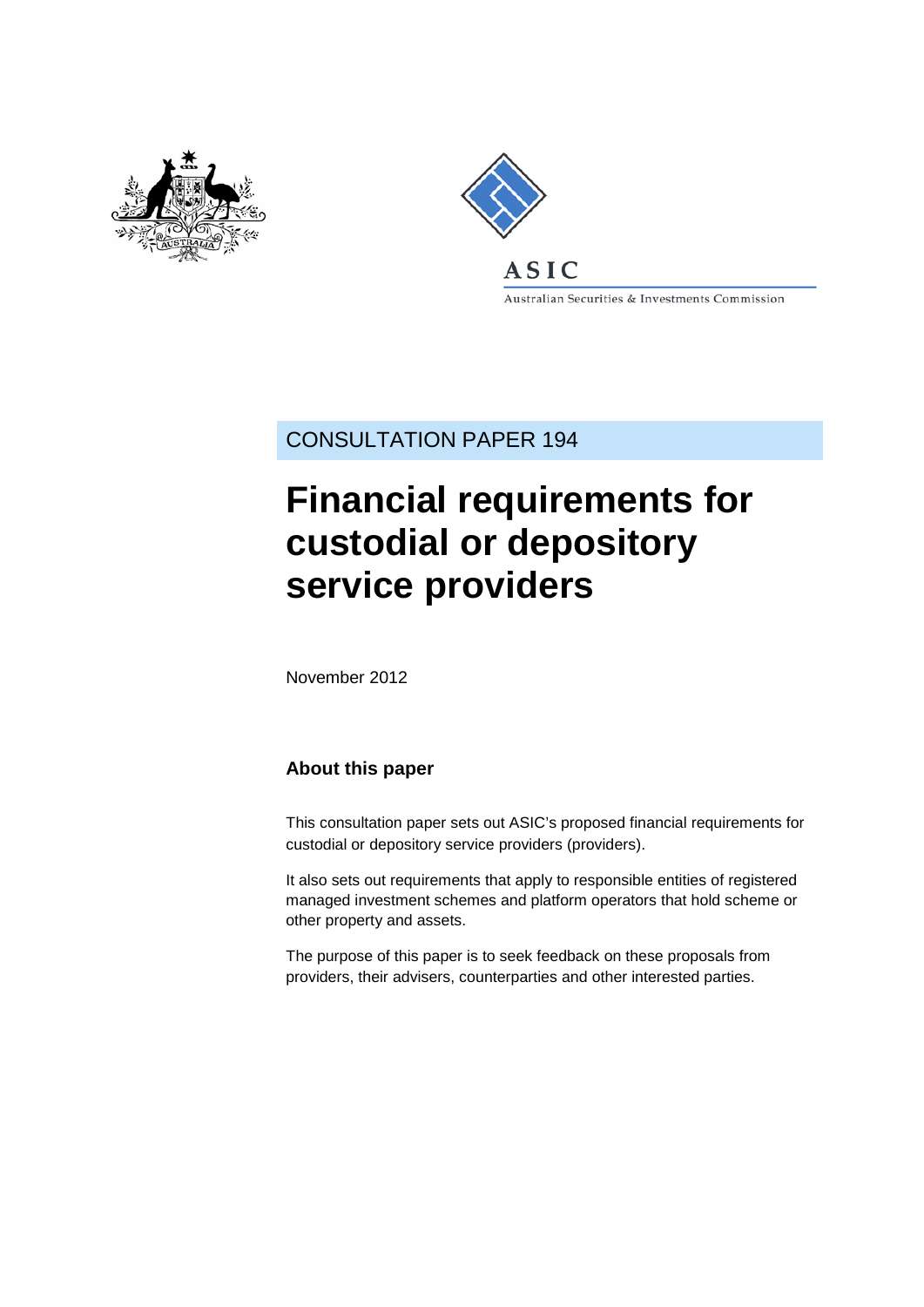ASIC

Australian Securities & Investments Commission

CONSULTATION PAPER 194

# Financial requirements for custodial or depository service providers

November 2012

## About this paper

This consultation paper sets out ASIC's proposed financial requirements for custodial or depository service providers (providers).

It also sets out requirements that apply to responsible entities of registered managed investment schemes and platform operators that hold scheme or other property and assets.

The purpose of this paper is to seek feedback on these proposals from providers, their advisers, counterparties and other interested parties.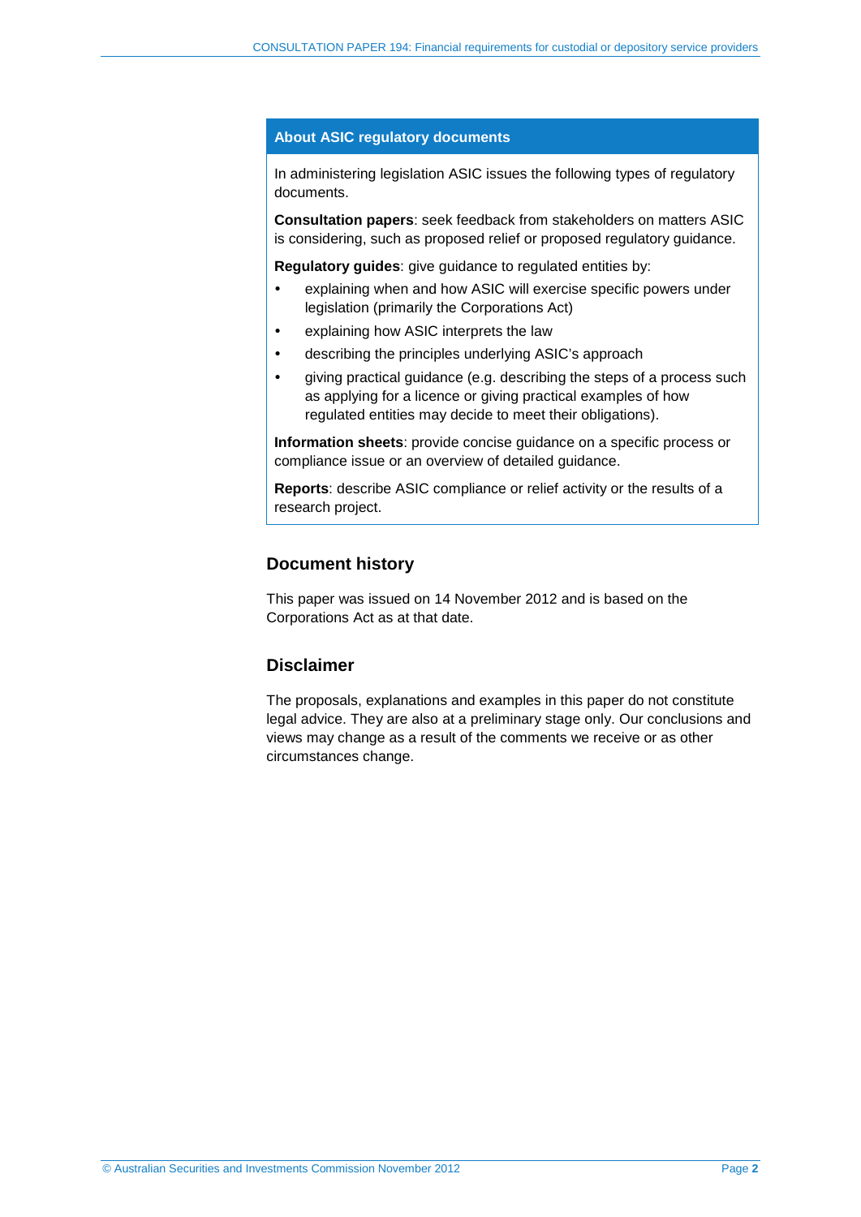## About ASIC regulatory documents

In administering legislation ASIC issues the following types of regulatory documents.

**Consultation papers**: seek feedback from stakeholders on matters ASIC is considering, such as proposed relief or proposed regulatory guidance.

**Regulatory guides**: give guidance to regulated entities by:

- explaining when and how ASIC will exercise specific powers under legislation (primarily the Corporations Act)
- explaining how ASIC interprets the law
- describing the principles underlying ASIC's approach
- giving practical guidance (e.g. describing the steps of a process such as applying for a licence or giving practical examples of how regulated entities may decide to meet their obligations).

**Information sheets**: provide concise guidance on a specific process or compliance issue or an overview of detailed guidance.

**Reports**: describe ASIC compliance or relief activity or the results of a research project.

## Document history

This paper was issued on 14 November 2012 and is based on the Corporations Act as at that date.

## Disclaimer

The proposals, explanations and examples in this paper do not constitute legal advice. They are also at a preliminary stage only. Our conclusions and views may change as a result of the comments we receive or as other circumstances change.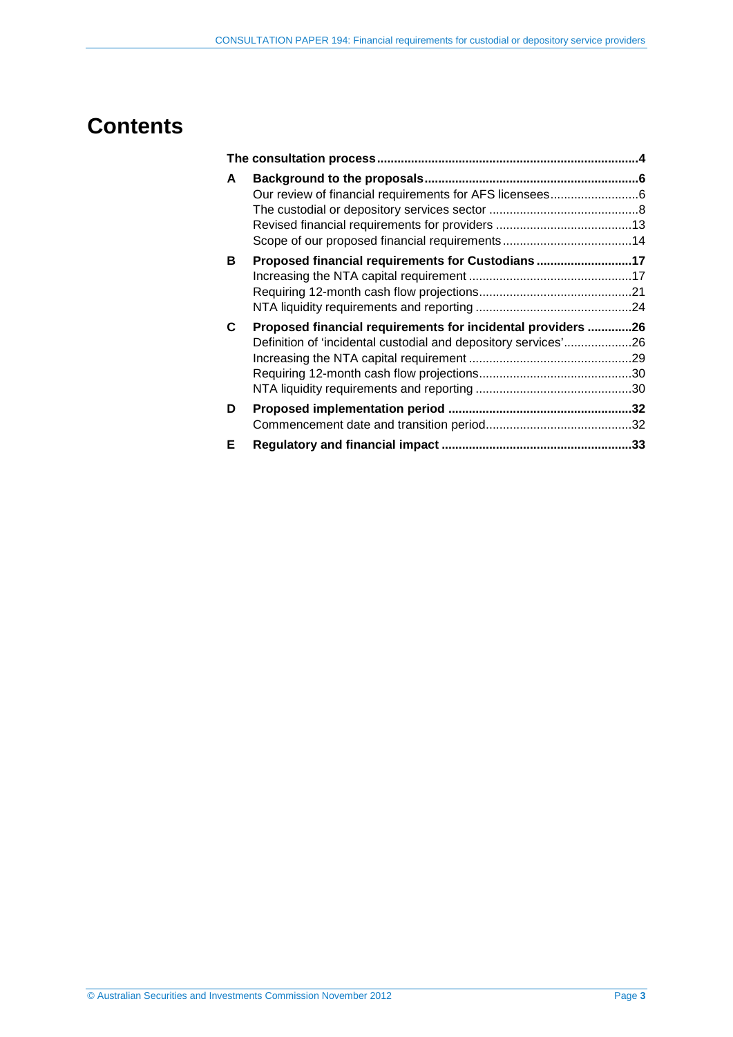# Contents

**The consultation process** .....4

**A Background to the proposals** .....6

- Our review of financial requirements for AFS licensees .....6
- The custodial or depository services sector .....8
- Revised financial requirements for providers .....13
- Scope of our proposed financial requirements .....14

**B Proposed financial requirements for Custodians** .....17

- Increasing the NTA capital requirement .....17
- Requiring 12-month cash flow projections .....21
- NTA liquidity requirements and reporting .....24

**C Proposed financial requirements for incidental providers** .....26

- Definition of 'incidental custodial and depository services' .....26
- Increasing the NTA capital requirement .....29
- Requiring 12-month cash flow projections .....30
- NTA liquidity requirements and reporting .....30

**D Proposed implementation period** .....32

- Commencement date and transition period .....32

**E Regulatory and financial impact** .....33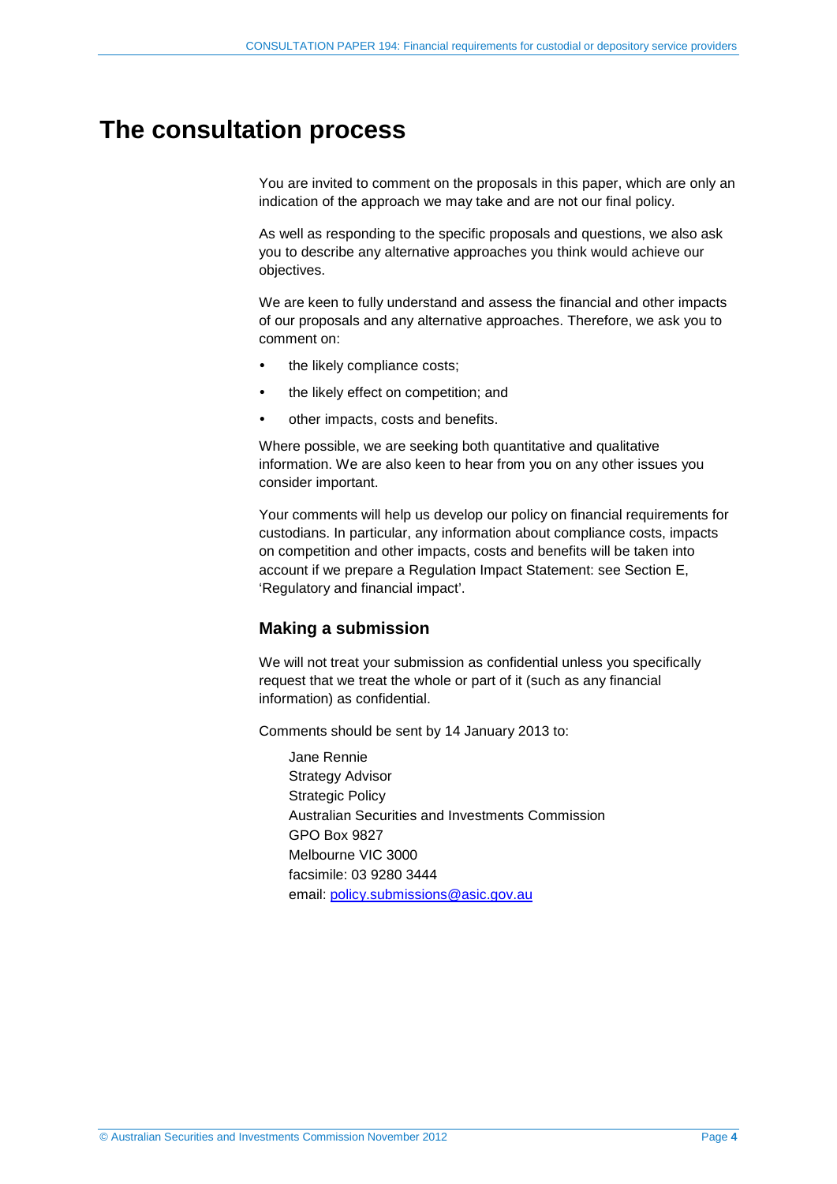# The consultation process

You are invited to comment on the proposals in this paper, which are only an indication of the approach we may take and are not our final policy.

As well as responding to the specific proposals and questions, we also ask you to describe any alternative approaches you think would achieve our objectives.

We are keen to fully understand and assess the financial and other impacts of our proposals and any alternative approaches. Therefore, we ask you to comment on:

- the likely compliance costs;
- the likely effect on competition; and
- other impacts, costs and benefits.

Where possible, we are seeking both quantitative and qualitative information. We are also keen to hear from you on any other issues you consider important.

Your comments will help us develop our policy on financial requirements for custodians. In particular, any information about compliance costs, impacts on competition and other impacts, costs and benefits will be taken into account if we prepare a Regulation Impact Statement: see Section E, 'Regulatory and financial impact'.

## Making a submission

We will not treat your submission as confidential unless you specifically request that we treat the whole or part of it (such as any financial information) as confidential.

Comments should be sent by 14 January 2013 to:

Jane Rennie
Strategy Advisor
Strategic Policy
Australian Securities and Investments Commission
GPO Box 9827
Melbourne VIC 3000
facsimile: 03 9280 3444
email: policy.submissions@asic.gov.au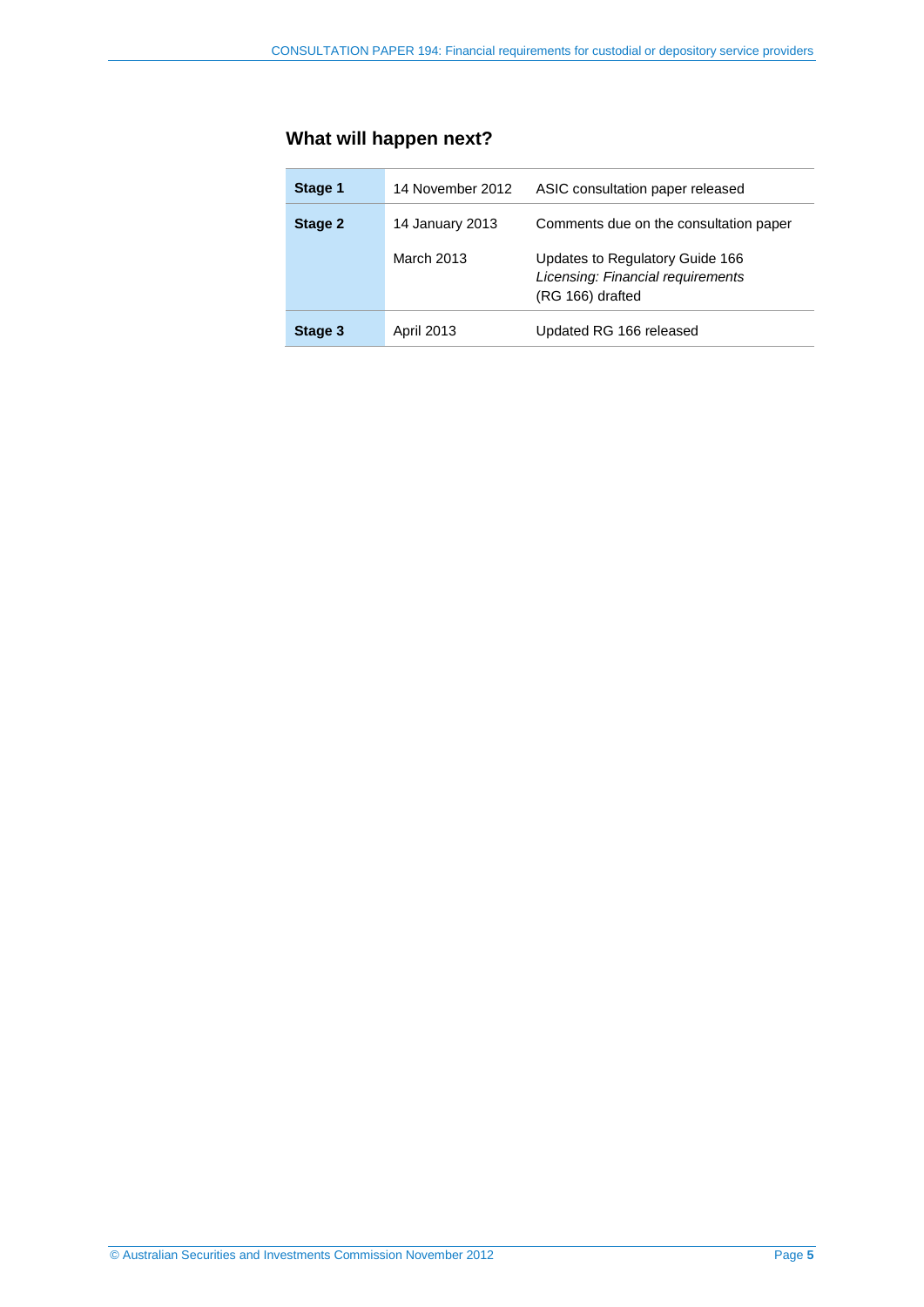## What will happen next?

| | | |
|---|---|---|
| **Stage 1** | 14 November 2012 | ASIC consultation paper released |
| **Stage 2** | 14 January 2013 | Comments due on the consultation paper |
| | March 2013 | Updates to Regulatory Guide 166 *Licensing: Financial requirements* (RG 166) drafted |
| **Stage 3** | April 2013 | Updated RG 166 released |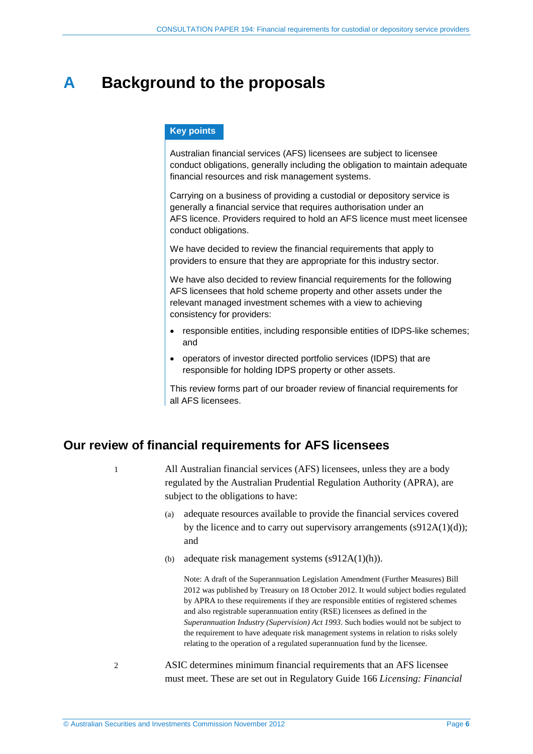# A Background to the proposals

**Key points**

Australian financial services (AFS) licensees are subject to licensee conduct obligations, generally including the obligation to maintain adequate financial resources and risk management systems.

Carrying on a business of providing a custodial or depository service is generally a financial service that requires authorisation under an AFS licence. Providers required to hold an AFS licence must meet licensee conduct obligations.

We have decided to review the financial requirements that apply to providers to ensure that they are appropriate for this industry sector.

We have also decided to review financial requirements for the following AFS licensees that hold scheme property and other assets under the relevant managed investment schemes with a view to achieving consistency for providers:

- responsible entities, including responsible entities of IDPS-like schemes; and
- operators of investor directed portfolio services (IDPS) that are responsible for holding IDPS property or other assets.

This review forms part of our broader review of financial requirements for all AFS licensees.

## Our review of financial requirements for AFS licensees

1 All Australian financial services (AFS) licensees, unless they are a body regulated by the Australian Prudential Regulation Authority (APRA), are subject to the obligations to have:

(a) adequate resources available to provide the financial services covered by the licence and to carry out supervisory arrangements (s912A(1)(d)); and

(b) adequate risk management systems (s912A(1)(h)).

Note: A draft of the Superannuation Legislation Amendment (Further Measures) Bill 2012 was published by Treasury on 18 October 2012. It would subject bodies regulated by APRA to these requirements if they are responsible entities of registered schemes and also registrable superannuation entity (RSE) licensees as defined in the *Superannuation Industry (Supervision) Act 1993*. Such bodies would not be subject to the requirement to have adequate risk management systems in relation to risks solely relating to the operation of a regulated superannuation fund by the licensee.

2 ASIC determines minimum financial requirements that an AFS licensee must meet. These are set out in Regulatory Guide 166 *Licensing: Financial*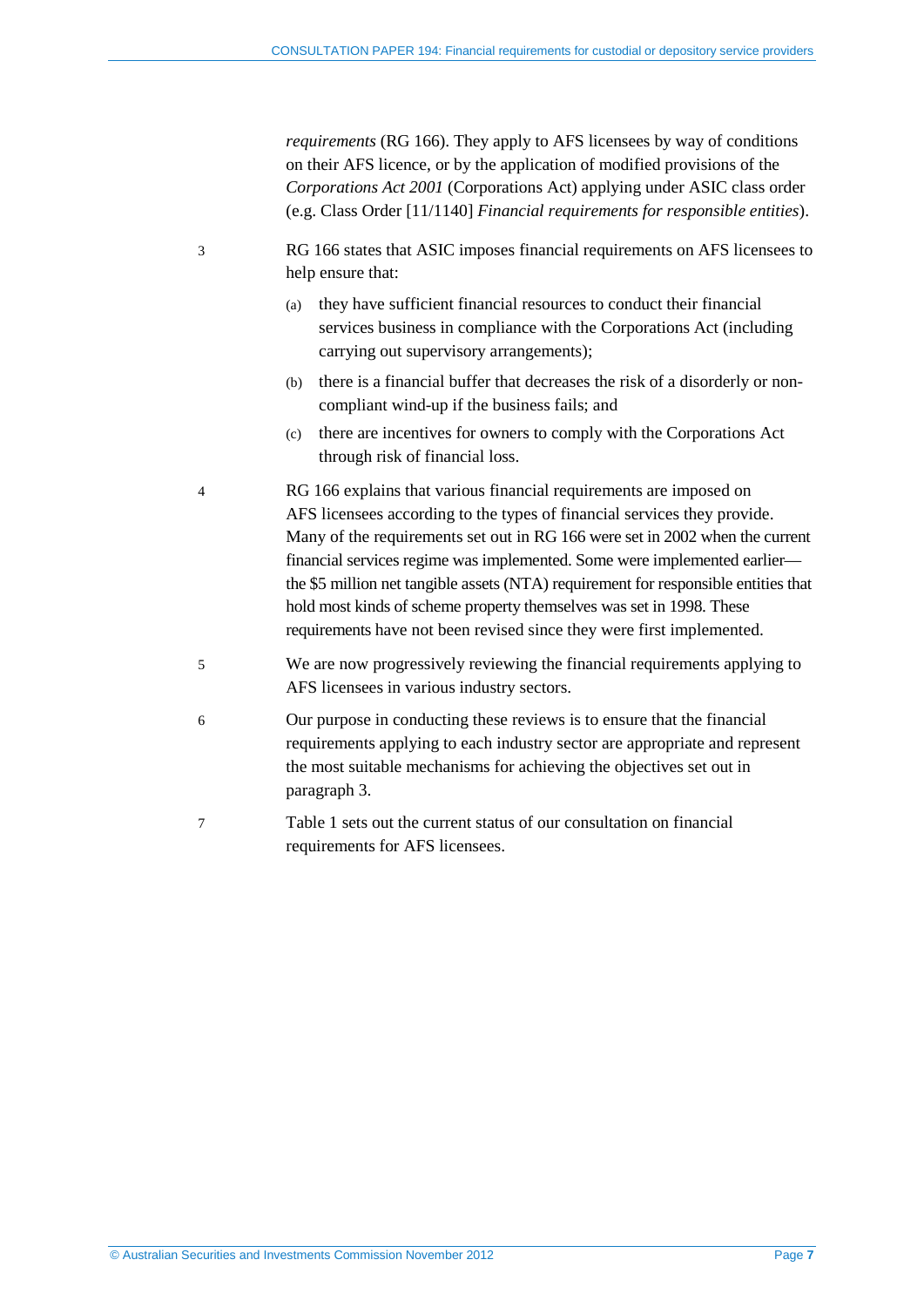*requirements* (RG 166). They apply to AFS licensees by way of conditions on their AFS licence, or by the application of modified provisions of the *Corporations Act 2001* (Corporations Act) applying under ASIC class order (e.g. Class Order [11/1140] *Financial requirements for responsible entities*).

3 RG 166 states that ASIC imposes financial requirements on AFS licensees to help ensure that:

(a) they have sufficient financial resources to conduct their financial services business in compliance with the Corporations Act (including carrying out supervisory arrangements);

(b) there is a financial buffer that decreases the risk of a disorderly or non-compliant wind-up if the business fails; and

(c) there are incentives for owners to comply with the Corporations Act through risk of financial loss.

4 RG 166 explains that various financial requirements are imposed on AFS licensees according to the types of financial services they provide. Many of the requirements set out in RG 166 were set in 2002 when the current financial services regime was implemented. Some were implemented earlier—the $5 million net tangible assets (NTA) requirement for responsible entities that hold most kinds of scheme property themselves was set in 1998. These requirements have not been revised since they were first implemented.

5 We are now progressively reviewing the financial requirements applying to AFS licensees in various industry sectors.

6 Our purpose in conducting these reviews is to ensure that the financial requirements applying to each industry sector are appropriate and represent the most suitable mechanisms for achieving the objectives set out in paragraph 3.

7 Table 1 sets out the current status of our consultation on financial requirements for AFS licensees.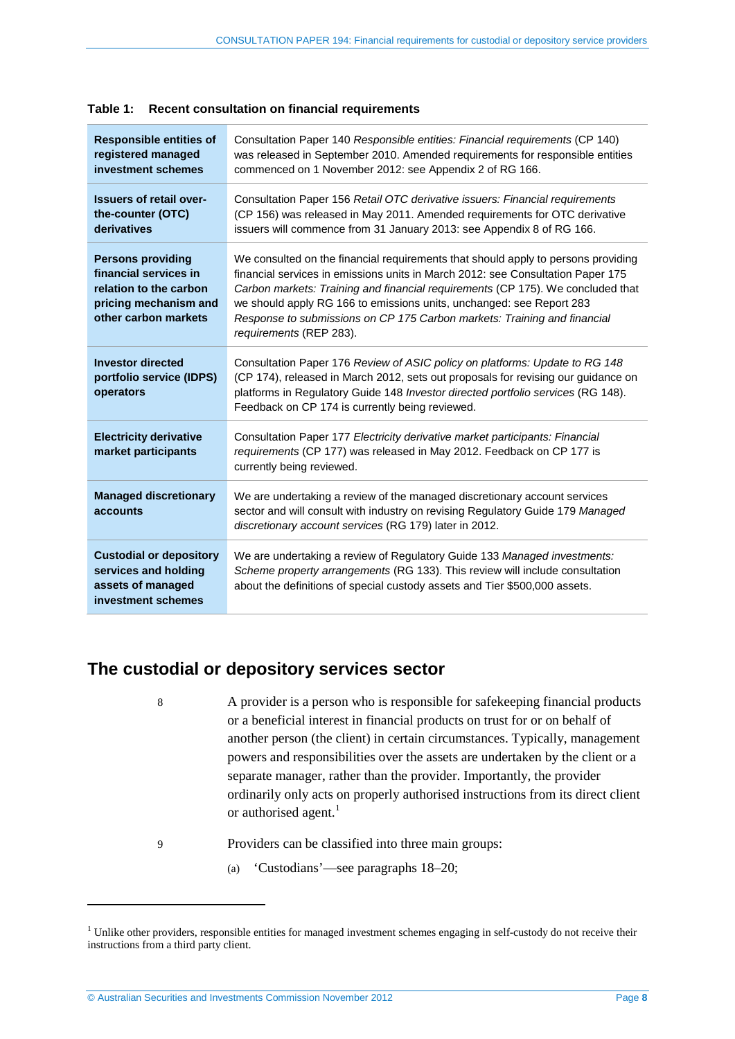**Table 1: Recent consultation on financial requirements**

| | |
|---|---|
| **Responsible entities of registered managed investment schemes** | Consultation Paper 140 *Responsible entities: Financial requirements* (CP 140) was released in September 2010. Amended requirements for responsible entities commenced on 1 November 2012: see Appendix 2 of RG 166. |
| **Issuers of retail over-the-counter (OTC) derivatives** | Consultation Paper 156 *Retail OTC derivative issuers: Financial requirements* (CP 156) was released in May 2011. Amended requirements for OTC derivative issuers will commence from 31 January 2013: see Appendix 8 of RG 166. |
| **Persons providing financial services in relation to the carbon pricing mechanism and other carbon markets** | We consulted on the financial requirements that should apply to persons providing financial services in emissions units in March 2012: see Consultation Paper 175 *Carbon markets: Training and financial requirements* (CP 175). We concluded that we should apply RG 166 to emissions units, unchanged: see Report 283 *Response to submissions on CP 175 Carbon markets: Training and financial requirements* (REP 283). |
| **Investor directed portfolio service (IDPS) operators** | Consultation Paper 176 *Review of ASIC policy on platforms: Update to RG 148* (CP 174), released in March 2012, sets out proposals for revising our guidance on platforms in Regulatory Guide 148 *Investor directed portfolio services* (RG 148). Feedback on CP 174 is currently being reviewed. |
| **Electricity derivative market participants** | Consultation Paper 177 *Electricity derivative market participants: Financial requirements* (CP 177) was released in May 2012. Feedback on CP 177 is currently being reviewed. |
| **Managed discretionary accounts** | We are undertaking a review of the managed discretionary account services sector and will consult with industry on revising Regulatory Guide 179 *Managed discretionary account services* (RG 179) later in 2012. |
| **Custodial or depository services and holding assets of managed investment schemes** | We are undertaking a review of Regulatory Guide 133 *Managed investments: Scheme property arrangements* (RG 133). This review will include consultation about the definitions of special custody assets and Tier $500,000 assets. |

## The custodial or depository services sector

8 A provider is a person who is responsible for safekeeping financial products or a beneficial interest in financial products on trust for or on behalf of another person (the client) in certain circumstances. Typically, management powers and responsibilities over the assets are undertaken by the client or a separate manager, rather than the provider. Importantly, the provider ordinarily only acts on properly authorised instructions from its direct client or authorised agent.[1]

9 Providers can be classified into three main groups:

(a) 'Custodians'—see paragraphs 18–20;

[1] Unlike other providers, responsible entities for managed investment schemes engaging in self-custody do not receive their instructions from a third party client.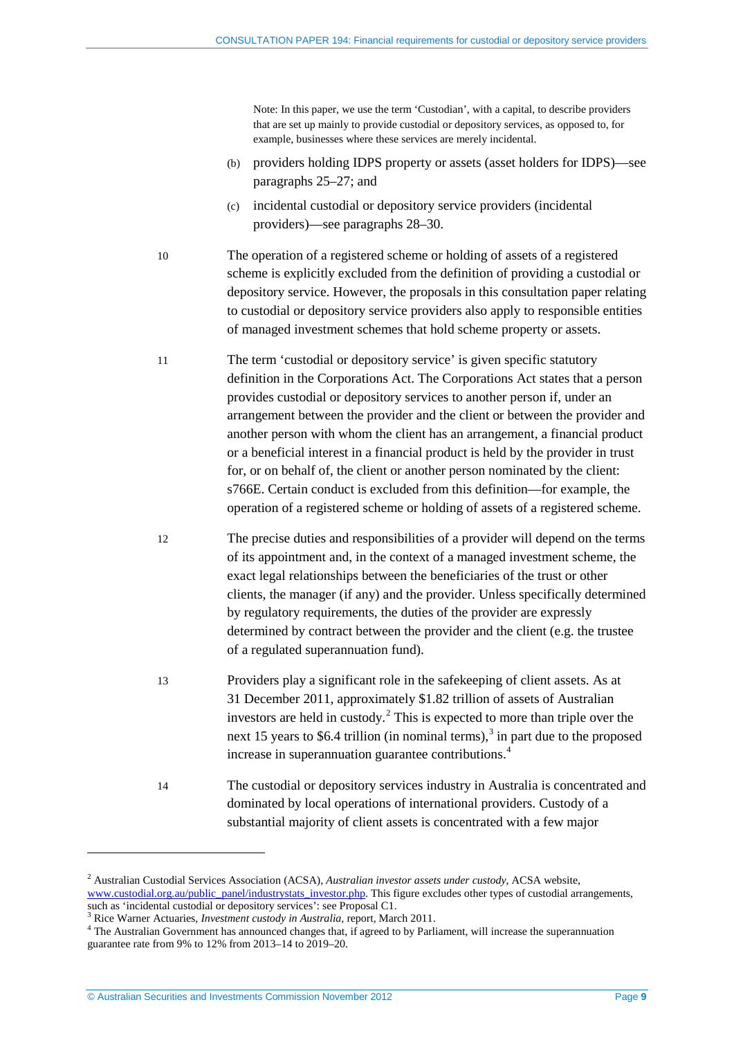Note: In this paper, we use the term 'Custodian', with a capital, to describe providers that are set up mainly to provide custodial or depository services, as opposed to, for example, businesses where these services are merely incidental.

(b) providers holding IDPS property or assets (asset holders for IDPS)—see paragraphs 25–27; and

(c) incidental custodial or depository service providers (incidental providers)—see paragraphs 28–30.

10 The operation of a registered scheme or holding of assets of a registered scheme is explicitly excluded from the definition of providing a custodial or depository service. However, the proposals in this consultation paper relating to custodial or depository service providers also apply to responsible entities of managed investment schemes that hold scheme property or assets.

11 The term 'custodial or depository service' is given specific statutory definition in the Corporations Act. The Corporations Act states that a person provides custodial or depository services to another person if, under an arrangement between the provider and the client or between the provider and another person with whom the client has an arrangement, a financial product or a beneficial interest in a financial product is held by the provider in trust for, or on behalf of, the client or another person nominated by the client: s766E. Certain conduct is excluded from this definition—for example, the operation of a registered scheme or holding of assets of a registered scheme.

12 The precise duties and responsibilities of a provider will depend on the terms of its appointment and, in the context of a managed investment scheme, the exact legal relationships between the beneficiaries of the trust or other clients, the manager (if any) and the provider. Unless specifically determined by regulatory requirements, the duties of the provider are expressly determined by contract between the provider and the client (e.g. the trustee of a regulated superannuation fund).

13 Providers play a significant role in the safekeeping of client assets. As at 31 December 2011, approximately $1.82 trillion of assets of Australian investors are held in custody.[2] This is expected to more than triple over the next 15 years to $6.4 trillion (in nominal terms),[3] in part due to the proposed increase in superannuation guarantee contributions.[4]

14 The custodial or depository services industry in Australia is concentrated and dominated by local operations of international providers. Custody of a substantial majority of client assets is concentrated with a few major

---

[2] Australian Custodial Services Association (ACSA), *Australian investor assets under custody*, ACSA website, www.custodial.org.au/public_panel/industrystats_investor.php. This figure excludes other types of custodial arrangements, such as 'incidental custodial or depository services': see Proposal C1.

[3] Rice Warner Actuaries, *Investment custody in Australia*, report, March 2011.

[4] The Australian Government has announced changes that, if agreed to by Parliament, will increase the superannuation guarantee rate from 9% to 12% from 2013–14 to 2019–20.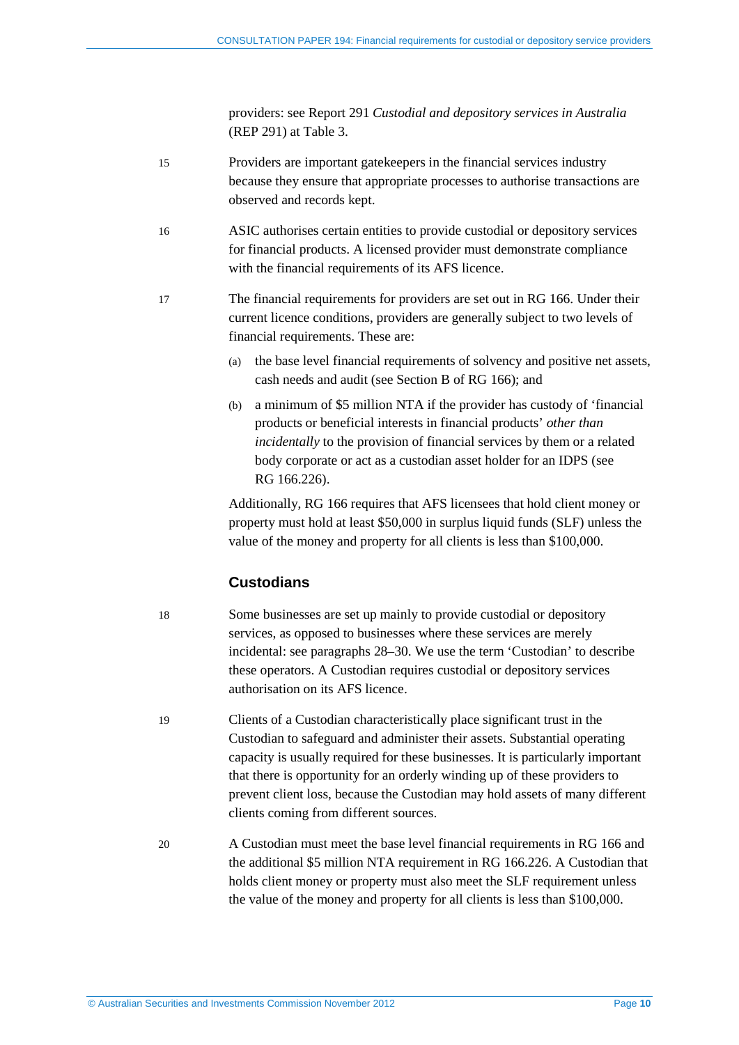providers: see Report 291 *Custodial and depository services in Australia* (REP 291) at Table 3.

15 Providers are important gatekeepers in the financial services industry because they ensure that appropriate processes to authorise transactions are observed and records kept.

16 ASIC authorises certain entities to provide custodial or depository services for financial products. A licensed provider must demonstrate compliance with the financial requirements of its AFS licence.

17 The financial requirements for providers are set out in RG 166. Under their current licence conditions, providers are generally subject to two levels of financial requirements. These are:

(a) the base level financial requirements of solvency and positive net assets, cash needs and audit (see Section B of RG 166); and

(b) a minimum of $5 million NTA if the provider has custody of 'financial products or beneficial interests in financial products' *other than incidentally* to the provision of financial services by them or a related body corporate or act as a custodian asset holder for an IDPS (see RG 166.226).

Additionally, RG 166 requires that AFS licensees that hold client money or property must hold at least $50,000 in surplus liquid funds (SLF) unless the value of the money and property for all clients is less than $100,000.

## Custodians

18 Some businesses are set up mainly to provide custodial or depository services, as opposed to businesses where these services are merely incidental: see paragraphs 28–30. We use the term 'Custodian' to describe these operators. A Custodian requires custodial or depository services authorisation on its AFS licence.

19 Clients of a Custodian characteristically place significant trust in the Custodian to safeguard and administer their assets. Substantial operating capacity is usually required for these businesses. It is particularly important that there is opportunity for an orderly winding up of these providers to prevent client loss, because the Custodian may hold assets of many different clients coming from different sources.

20 A Custodian must meet the base level financial requirements in RG 166 and the additional $5 million NTA requirement in RG 166.226. A Custodian that holds client money or property must also meet the SLF requirement unless the value of the money and property for all clients is less than $100,000.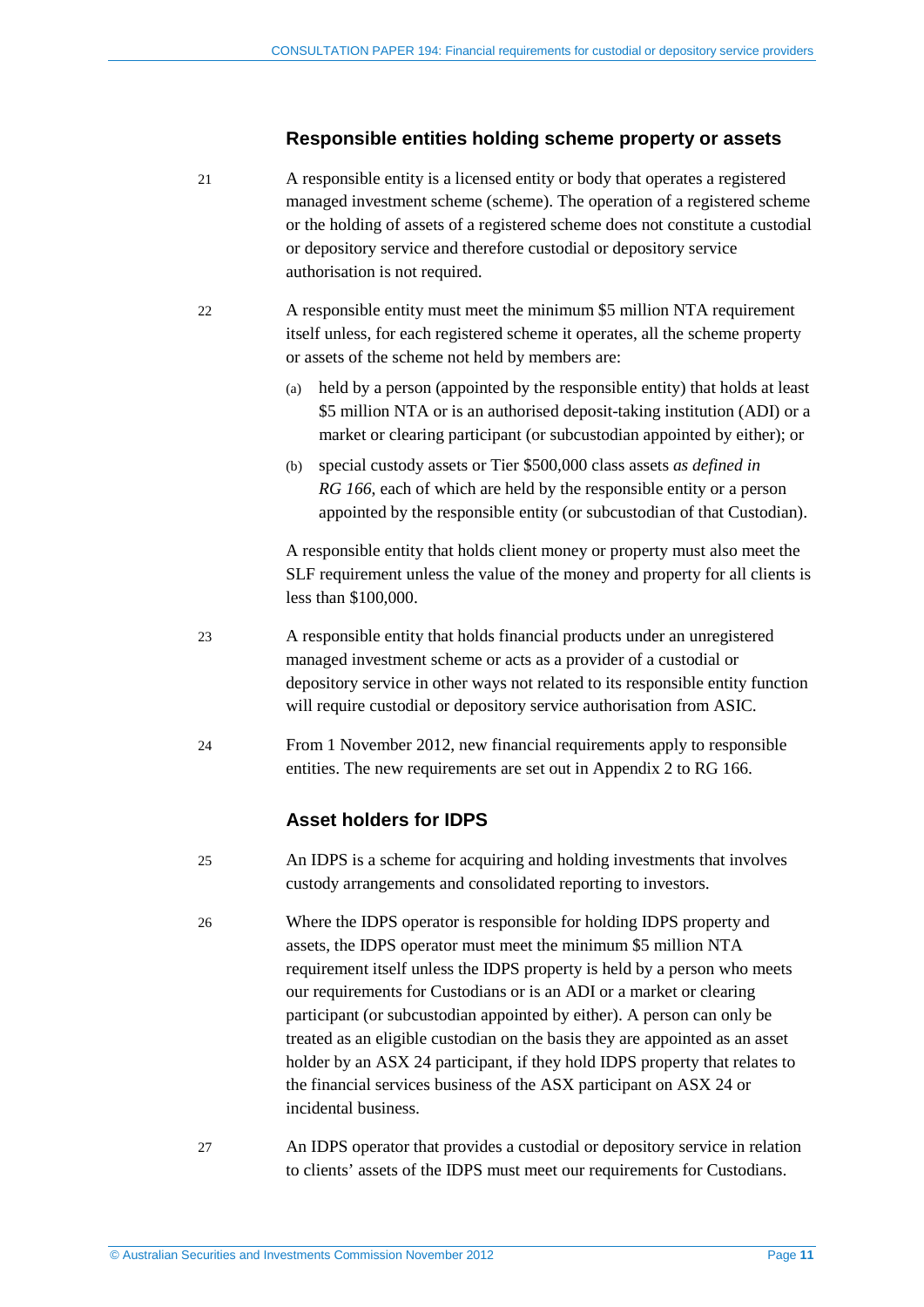### Responsible entities holding scheme property or assets

21 A responsible entity is a licensed entity or body that operates a registered managed investment scheme (scheme). The operation of a registered scheme or the holding of assets of a registered scheme does not constitute a custodial or depository service and therefore custodial or depository service authorisation is not required.

22 A responsible entity must meet the minimum $5 million NTA requirement itself unless, for each registered scheme it operates, all the scheme property or assets of the scheme not held by members are:

- (a) held by a person (appointed by the responsible entity) that holds at least $5 million NTA or is an authorised deposit-taking institution (ADI) or a market or clearing participant (or subcustodian appointed by either); or
- (b) special custody assets or Tier $500,000 class assets *as defined in RG 166*, each of which are held by the responsible entity or a person appointed by the responsible entity (or subcustodian of that Custodian).

A responsible entity that holds client money or property must also meet the SLF requirement unless the value of the money and property for all clients is less than $100,000.

23 A responsible entity that holds financial products under an unregistered managed investment scheme or acts as a provider of a custodial or depository service in other ways not related to its responsible entity function will require custodial or depository service authorisation from ASIC.

24 From 1 November 2012, new financial requirements apply to responsible entities. The new requirements are set out in Appendix 2 to RG 166.

### Asset holders for IDPS

25 An IDPS is a scheme for acquiring and holding investments that involves custody arrangements and consolidated reporting to investors.

26 Where the IDPS operator is responsible for holding IDPS property and assets, the IDPS operator must meet the minimum $5 million NTA requirement itself unless the IDPS property is held by a person who meets our requirements for Custodians or is an ADI or a market or clearing participant (or subcustodian appointed by either). A person can only be treated as an eligible custodian on the basis they are appointed as an asset holder by an ASX 24 participant, if they hold IDPS property that relates to the financial services business of the ASX participant on ASX 24 or incidental business.

27 An IDPS operator that provides a custodial or depository service in relation to clients' assets of the IDPS must meet our requirements for Custodians.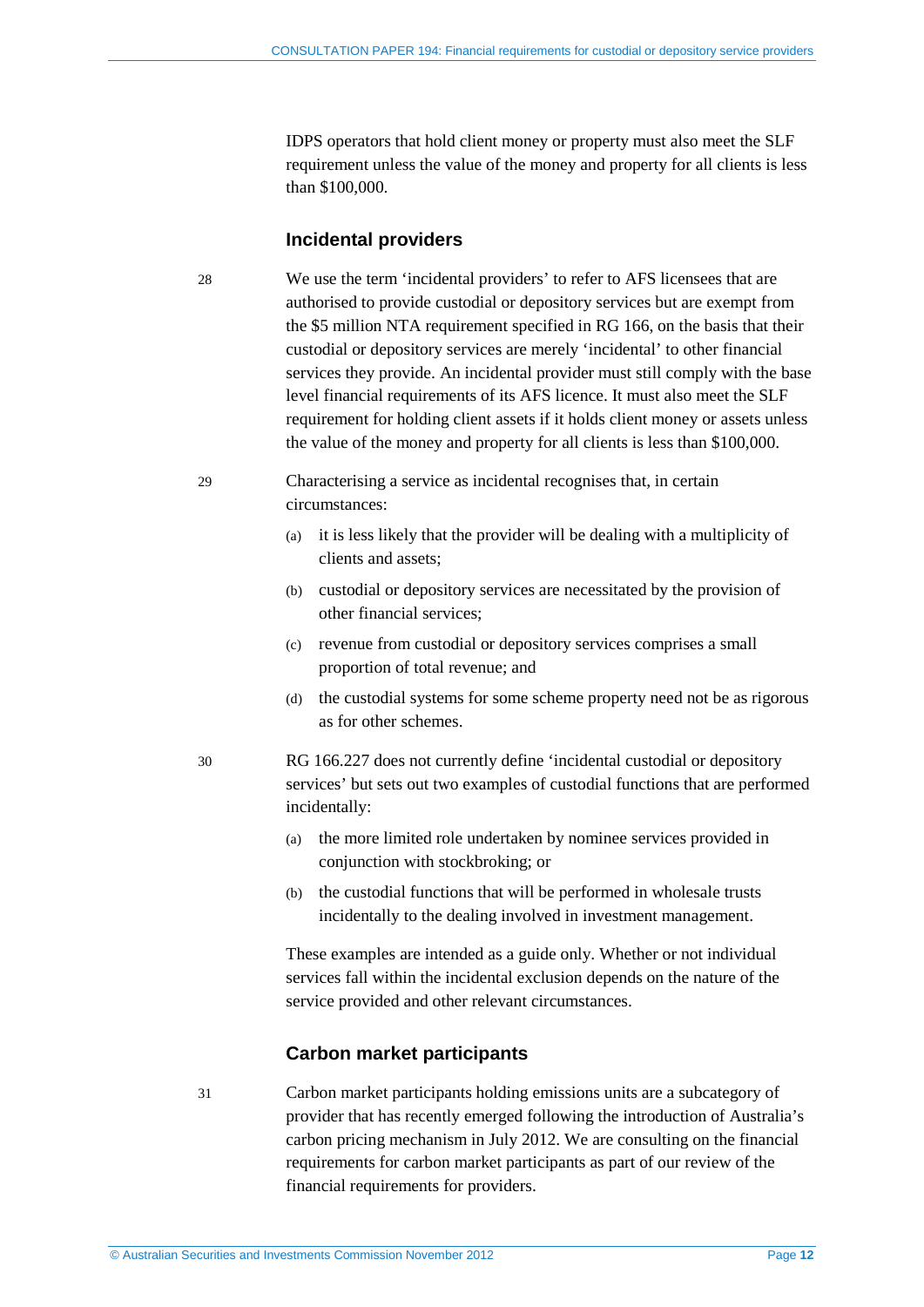IDPS operators that hold client money or property must also meet the SLF requirement unless the value of the money and property for all clients is less than $100,000.

### Incidental providers

28 We use the term 'incidental providers' to refer to AFS licensees that are authorised to provide custodial or depository services but are exempt from the $5 million NTA requirement specified in RG 166, on the basis that their custodial or depository services are merely 'incidental' to other financial services they provide. An incidental provider must still comply with the base level financial requirements of its AFS licence. It must also meet the SLF requirement for holding client assets if it holds client money or assets unless the value of the money and property for all clients is less than $100,000.

29 Characterising a service as incidental recognises that, in certain circumstances:

(a) it is less likely that the provider will be dealing with a multiplicity of clients and assets;

(b) custodial or depository services are necessitated by the provision of other financial services;

(c) revenue from custodial or depository services comprises a small proportion of total revenue; and

(d) the custodial systems for some scheme property need not be as rigorous as for other schemes.

30 RG 166.227 does not currently define 'incidental custodial or depository services' but sets out two examples of custodial functions that are performed incidentally:

(a) the more limited role undertaken by nominee services provided in conjunction with stockbroking; or

(b) the custodial functions that will be performed in wholesale trusts incidentally to the dealing involved in investment management.

These examples are intended as a guide only. Whether or not individual services fall within the incidental exclusion depends on the nature of the service provided and other relevant circumstances.

### Carbon market participants

31 Carbon market participants holding emissions units are a subcategory of provider that has recently emerged following the introduction of Australia's carbon pricing mechanism in July 2012. We are consulting on the financial requirements for carbon market participants as part of our review of the financial requirements for providers.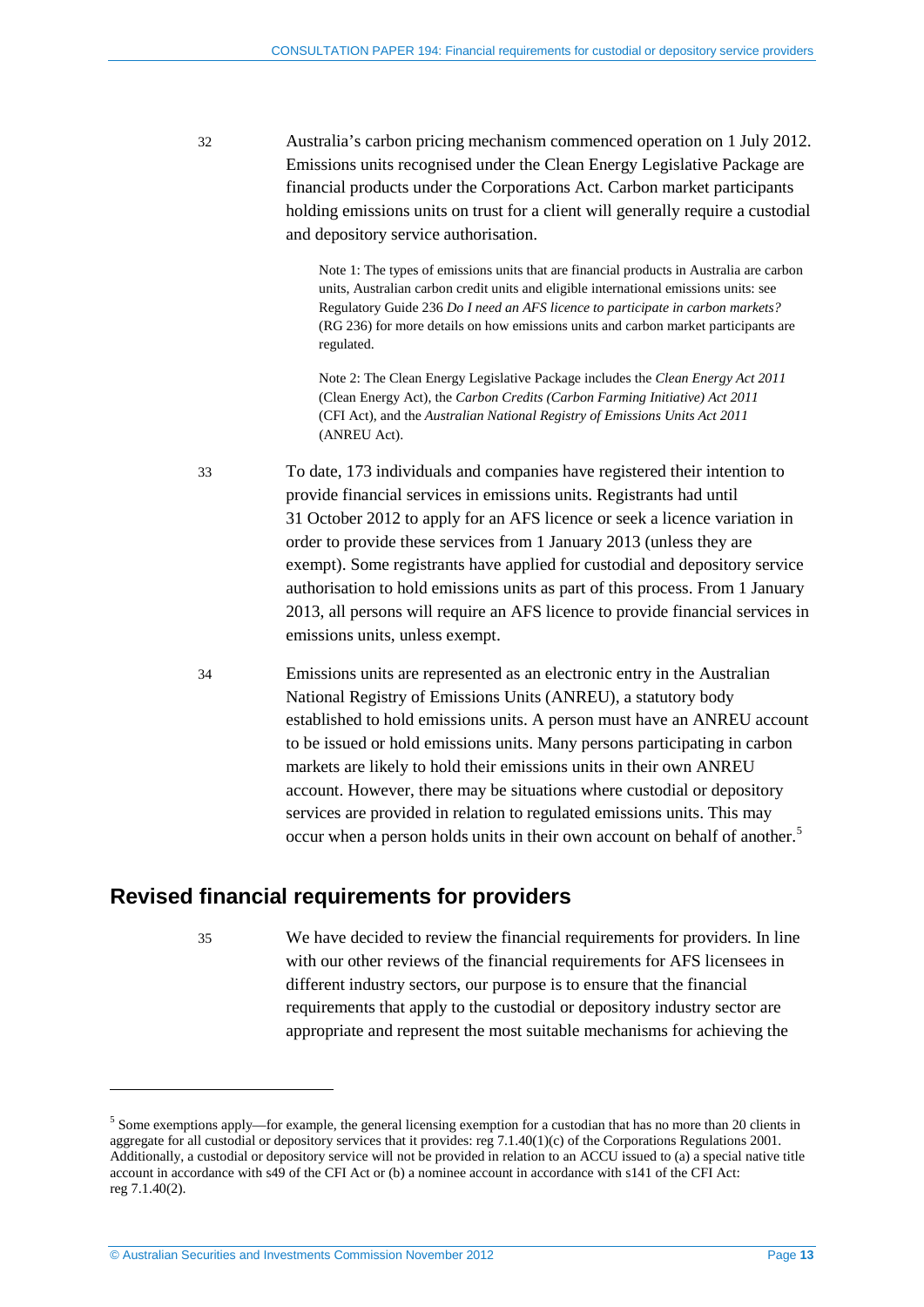32 Australia's carbon pricing mechanism commenced operation on 1 July 2012. Emissions units recognised under the Clean Energy Legislative Package are financial products under the Corporations Act. Carbon market participants holding emissions units on trust for a client will generally require a custodial and depository service authorisation.

> Note 1: The types of emissions units that are financial products in Australia are carbon units, Australian carbon credit units and eligible international emissions units: see Regulatory Guide 236 *Do I need an AFS licence to participate in carbon markets?* (RG 236) for more details on how emissions units and carbon market participants are regulated.
>
> Note 2: The Clean Energy Legislative Package includes the *Clean Energy Act 2011* (Clean Energy Act), the *Carbon Credits (Carbon Farming Initiative) Act 2011* (CFI Act), and the *Australian National Registry of Emissions Units Act 2011* (ANREU Act).

33 To date, 173 individuals and companies have registered their intention to provide financial services in emissions units. Registrants had until 31 October 2012 to apply for an AFS licence or seek a licence variation in order to provide these services from 1 January 2013 (unless they are exempt). Some registrants have applied for custodial and depository service authorisation to hold emissions units as part of this process. From 1 January 2013, all persons will require an AFS licence to provide financial services in emissions units, unless exempt.

34 Emissions units are represented as an electronic entry in the Australian National Registry of Emissions Units (ANREU), a statutory body established to hold emissions units. A person must have an ANREU account to be issued or hold emissions units. Many persons participating in carbon markets are likely to hold their emissions units in their own ANREU account. However, there may be situations where custodial or depository services are provided in relation to regulated emissions units. This may occur when a person holds units in their own account on behalf of another.[5]

## Revised financial requirements for providers

35 We have decided to review the financial requirements for providers. In line with our other reviews of the financial requirements for AFS licensees in different industry sectors, our purpose is to ensure that the financial requirements that apply to the custodial or depository industry sector are appropriate and represent the most suitable mechanisms for achieving the

---

[5] Some exemptions apply—for example, the general licensing exemption for a custodian that has no more than 20 clients in aggregate for all custodial or depository services that it provides: reg 7.1.40(1)(c) of the Corporations Regulations 2001. Additionally, a custodial or depository service will not be provided in relation to an ACCU issued to (a) a special native title account in accordance with s49 of the CFI Act or (b) a nominee account in accordance with s141 of the CFI Act: reg 7.1.40(2).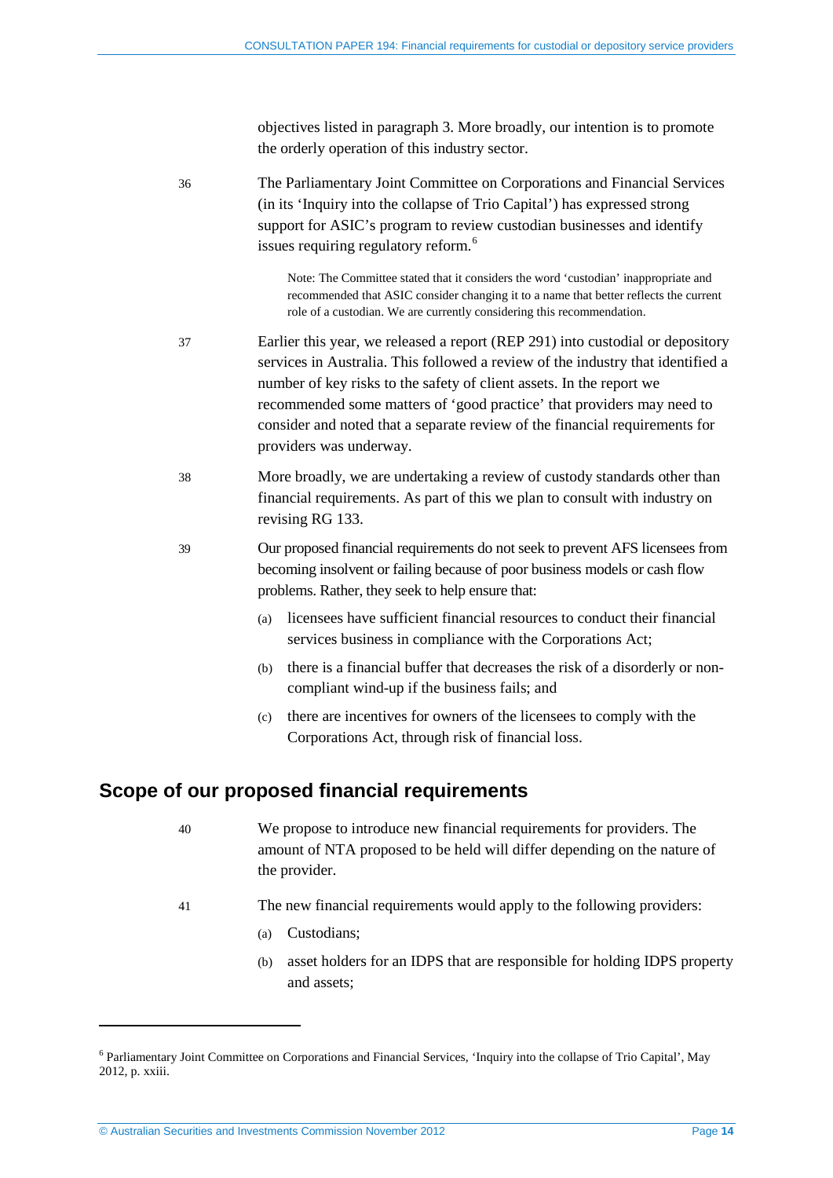objectives listed in paragraph 3. More broadly, our intention is to promote the orderly operation of this industry sector.

36 The Parliamentary Joint Committee on Corporations and Financial Services (in its 'Inquiry into the collapse of Trio Capital') has expressed strong support for ASIC's program to review custodian businesses and identify issues requiring regulatory reform.[6]

> Note: The Committee stated that it considers the word 'custodian' inappropriate and recommended that ASIC consider changing it to a name that better reflects the current role of a custodian. We are currently considering this recommendation.

37 Earlier this year, we released a report (REP 291) into custodial or depository services in Australia. This followed a review of the industry that identified a number of key risks to the safety of client assets. In the report we recommended some matters of 'good practice' that providers may need to consider and noted that a separate review of the financial requirements for providers was underway.

38 More broadly, we are undertaking a review of custody standards other than financial requirements. As part of this we plan to consult with industry on revising RG 133.

39 Our proposed financial requirements do not seek to prevent AFS licensees from becoming insolvent or failing because of poor business models or cash flow problems. Rather, they seek to help ensure that:

(a) licensees have sufficient financial resources to conduct their financial services business in compliance with the Corporations Act;

(b) there is a financial buffer that decreases the risk of a disorderly or non-compliant wind-up if the business fails; and

(c) there are incentives for owners of the licensees to comply with the Corporations Act, through risk of financial loss.

## Scope of our proposed financial requirements

40 We propose to introduce new financial requirements for providers. The amount of NTA proposed to be held will differ depending on the nature of the provider.

41 The new financial requirements would apply to the following providers:

(a) Custodians;

(b) asset holders for an IDPS that are responsible for holding IDPS property and assets;

---

[6] Parliamentary Joint Committee on Corporations and Financial Services, 'Inquiry into the collapse of Trio Capital', May 2012, p. xxiii.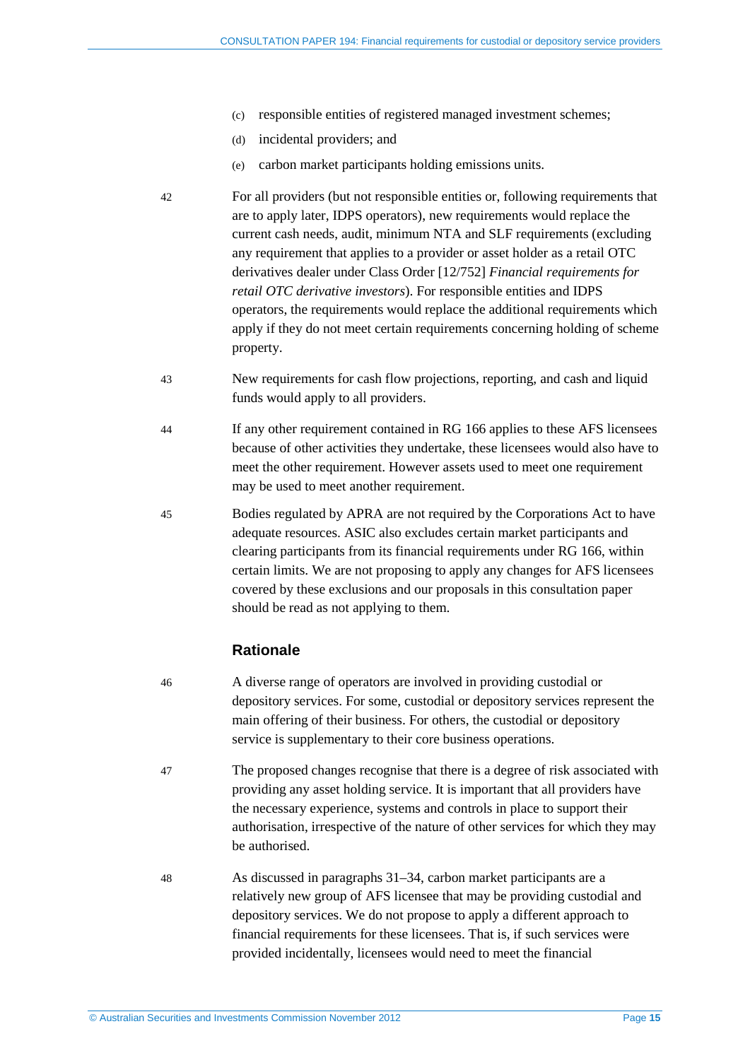(c) responsible entities of registered managed investment schemes;

(d) incidental providers; and

(e) carbon market participants holding emissions units.

42 For all providers (but not responsible entities or, following requirements that are to apply later, IDPS operators), new requirements would replace the current cash needs, audit, minimum NTA and SLF requirements (excluding any requirement that applies to a provider or asset holder as a retail OTC derivatives dealer under Class Order [12/752] *Financial requirements for retail OTC derivative investors*). For responsible entities and IDPS operators, the requirements would replace the additional requirements which apply if they do not meet certain requirements concerning holding of scheme property.

43 New requirements for cash flow projections, reporting, and cash and liquid funds would apply to all providers.

44 If any other requirement contained in RG 166 applies to these AFS licensees because of other activities they undertake, these licensees would also have to meet the other requirement. However assets used to meet one requirement may be used to meet another requirement.

45 Bodies regulated by APRA are not required by the Corporations Act to have adequate resources. ASIC also excludes certain market participants and clearing participants from its financial requirements under RG 166, within certain limits. We are not proposing to apply any changes for AFS licensees covered by these exclusions and our proposals in this consultation paper should be read as not applying to them.

### Rationale

46 A diverse range of operators are involved in providing custodial or depository services. For some, custodial or depository services represent the main offering of their business. For others, the custodial or depository service is supplementary to their core business operations.

47 The proposed changes recognise that there is a degree of risk associated with providing any asset holding service. It is important that all providers have the necessary experience, systems and controls in place to support their authorisation, irrespective of the nature of other services for which they may be authorised.

48 As discussed in paragraphs 31–34, carbon market participants are a relatively new group of AFS licensee that may be providing custodial and depository services. We do not propose to apply a different approach to financial requirements for these licensees. That is, if such services were provided incidentally, licensees would need to meet the financial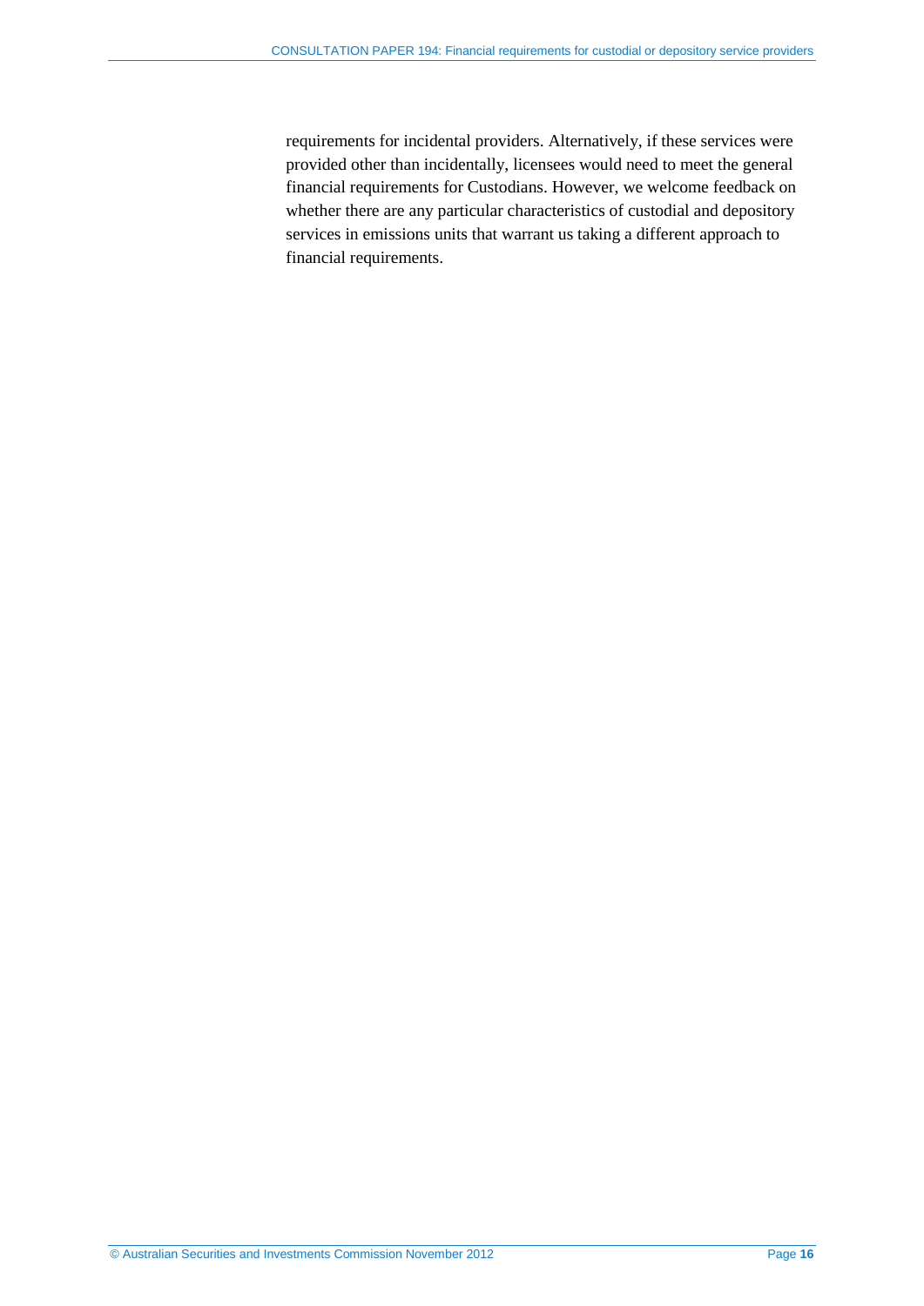requirements for incidental providers. Alternatively, if these services were provided other than incidentally, licensees would need to meet the general financial requirements for Custodians. However, we welcome feedback on whether there are any particular characteristics of custodial and depository services in emissions units that warrant us taking a different approach to financial requirements.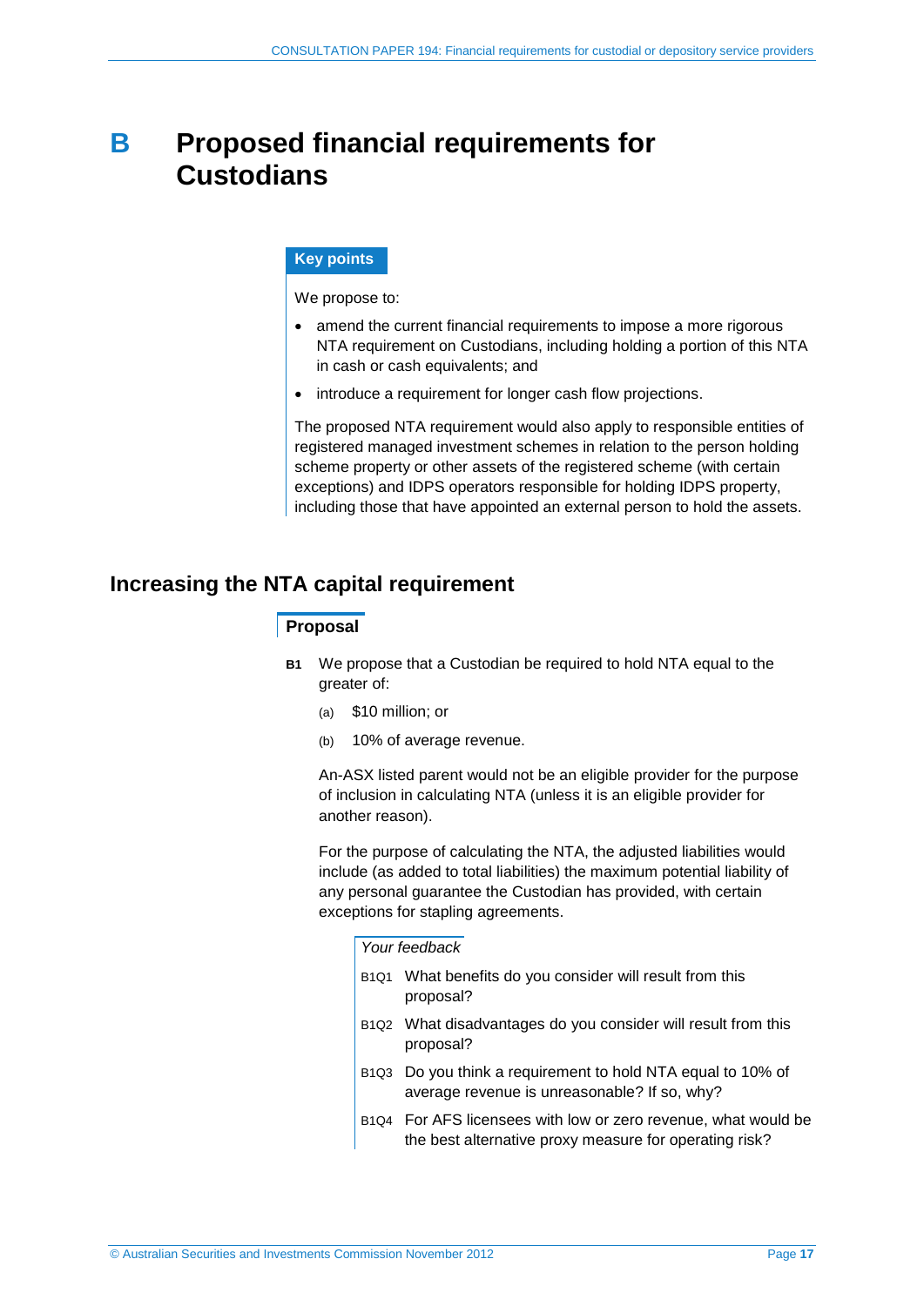# B Proposed financial requirements for Custodians

**Key points**

We propose to:

- amend the current financial requirements to impose a more rigorous NTA requirement on Custodians, including holding a portion of this NTA in cash or cash equivalents; and
- introduce a requirement for longer cash flow projections.

The proposed NTA requirement would also apply to responsible entities of registered managed investment schemes in relation to the person holding scheme property or other assets of the registered scheme (with certain exceptions) and IDPS operators responsible for holding IDPS property, including those that have appointed an external person to hold the assets.

## Increasing the NTA capital requirement

### Proposal

**B1** We propose that a Custodian be required to hold NTA equal to the greater of:

(a) $10 million; or

(b) 10% of average revenue.

An-ASX listed parent would not be an eligible provider for the purpose of inclusion in calculating NTA (unless it is an eligible provider for another reason).

For the purpose of calculating the NTA, the adjusted liabilities would include (as added to total liabilities) the maximum potential liability of any personal guarantee the Custodian has provided, with certain exceptions for stapling agreements.

*Your feedback*

B1Q1 What benefits do you consider will result from this proposal?

B1Q2 What disadvantages do you consider will result from this proposal?

B1Q3 Do you think a requirement to hold NTA equal to 10% of average revenue is unreasonable? If so, why?

B1Q4 For AFS licensees with low or zero revenue, what would be the best alternative proxy measure for operating risk?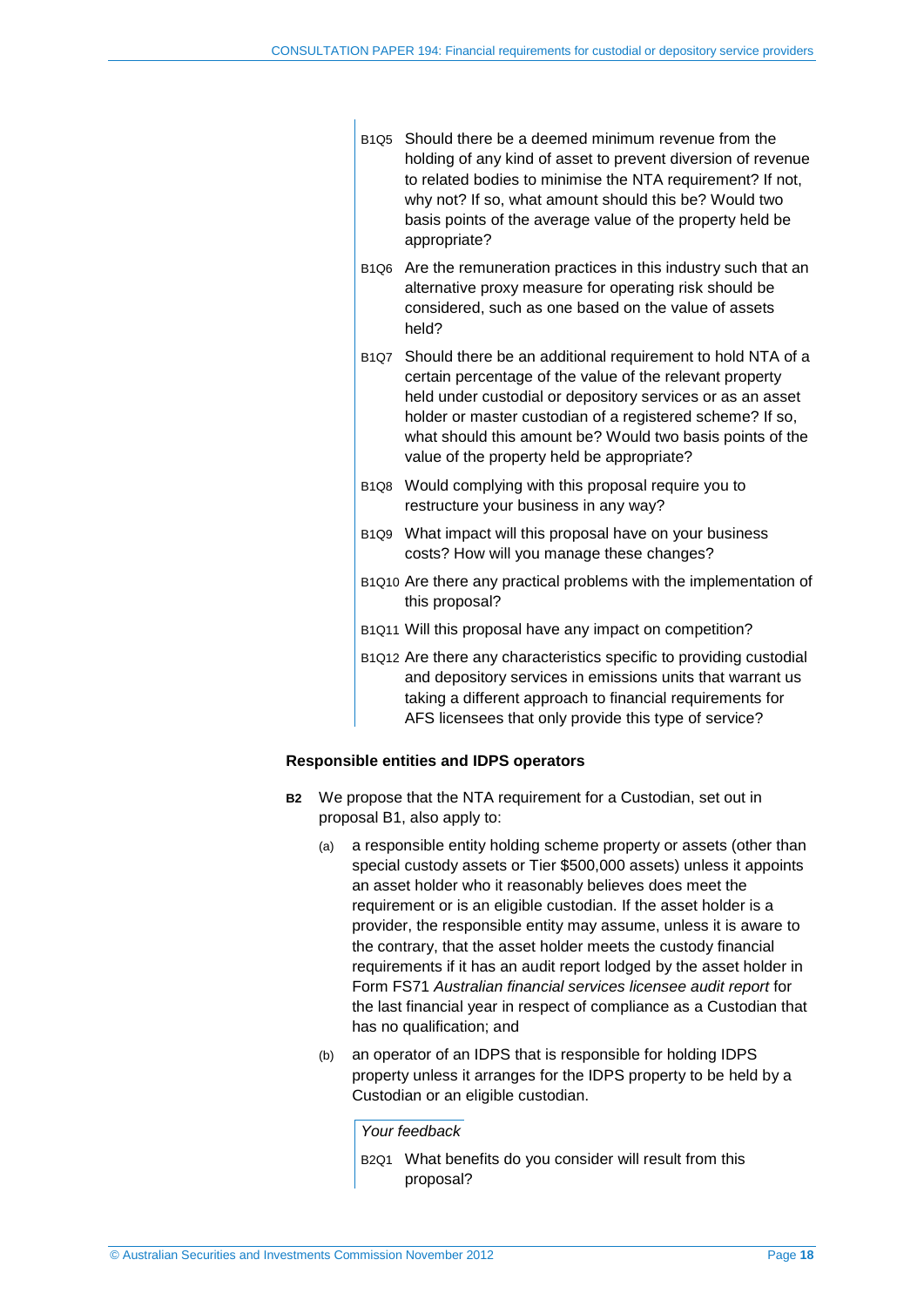B1Q5 Should there be a deemed minimum revenue from the holding of any kind of asset to prevent diversion of revenue to related bodies to minimise the NTA requirement? If not, why not? If so, what amount should this be? Would two basis points of the average value of the property held be appropriate?

B1Q6 Are the remuneration practices in this industry such that an alternative proxy measure for operating risk should be considered, such as one based on the value of assets held?

B1Q7 Should there be an additional requirement to hold NTA of a certain percentage of the value of the relevant property held under custodial or depository services or as an asset holder or master custodian of a registered scheme? If so, what should this amount be? Would two basis points of the value of the property held be appropriate?

B1Q8 Would complying with this proposal require you to restructure your business in any way?

B1Q9 What impact will this proposal have on your business costs? How will you manage these changes?

B1Q10 Are there any practical problems with the implementation of this proposal?

B1Q11 Will this proposal have any impact on competition?

B1Q12 Are there any characteristics specific to providing custodial and depository services in emissions units that warrant us taking a different approach to financial requirements for AFS licensees that only provide this type of service?

### Responsible entities and IDPS operators

**B2** We propose that the NTA requirement for a Custodian, set out in proposal B1, also apply to:

(a) a responsible entity holding scheme property or assets (other than special custody assets or Tier $500,000 assets) unless it appoints an asset holder who it reasonably believes does meet the requirement or is an eligible custodian. If the asset holder is a provider, the responsible entity may assume, unless it is aware to the contrary, that the asset holder meets the custody financial requirements if it has an audit report lodged by the asset holder in Form FS71 *Australian financial services licensee audit report* for the last financial year in respect of compliance as a Custodian that has no qualification; and

(b) an operator of an IDPS that is responsible for holding IDPS property unless it arranges for the IDPS property to be held by a Custodian or an eligible custodian.

*Your feedback*

B2Q1 What benefits do you consider will result from this proposal?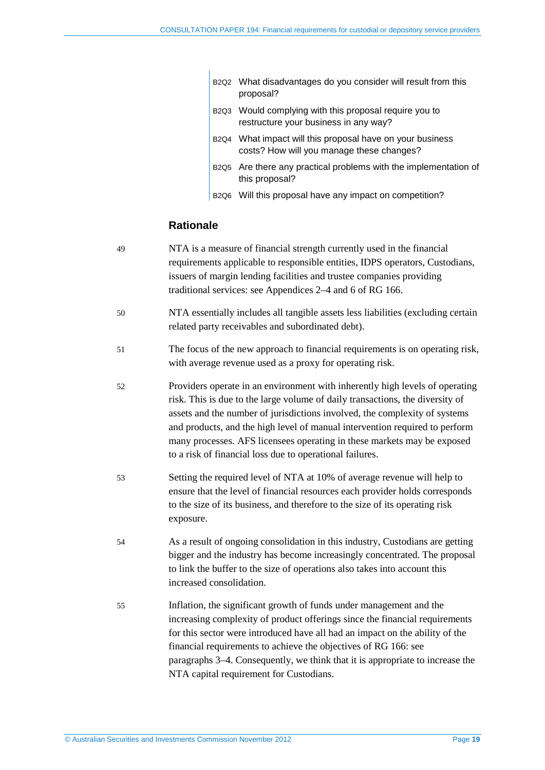B2Q2 What disadvantages do you consider will result from this proposal?

B2Q3 Would complying with this proposal require you to restructure your business in any way?

B2Q4 What impact will this proposal have on your business costs? How will you manage these changes?

B2Q5 Are there any practical problems with the implementation of this proposal?

B2Q6 Will this proposal have any impact on competition?

### Rationale

49 NTA is a measure of financial strength currently used in the financial requirements applicable to responsible entities, IDPS operators, Custodians, issuers of margin lending facilities and trustee companies providing traditional services: see Appendices 2–4 and 6 of RG 166.

50 NTA essentially includes all tangible assets less liabilities (excluding certain related party receivables and subordinated debt).

51 The focus of the new approach to financial requirements is on operating risk, with average revenue used as a proxy for operating risk.

52 Providers operate in an environment with inherently high levels of operating risk. This is due to the large volume of daily transactions, the diversity of assets and the number of jurisdictions involved, the complexity of systems and products, and the high level of manual intervention required to perform many processes. AFS licensees operating in these markets may be exposed to a risk of financial loss due to operational failures.

53 Setting the required level of NTA at 10% of average revenue will help to ensure that the level of financial resources each provider holds corresponds to the size of its business, and therefore to the size of its operating risk exposure.

54 As a result of ongoing consolidation in this industry, Custodians are getting bigger and the industry has become increasingly concentrated. The proposal to link the buffer to the size of operations also takes into account this increased consolidation.

55 Inflation, the significant growth of funds under management and the increasing complexity of product offerings since the financial requirements for this sector were introduced have all had an impact on the ability of the financial requirements to achieve the objectives of RG 166: see paragraphs 3–4. Consequently, we think that it is appropriate to increase the NTA capital requirement for Custodians.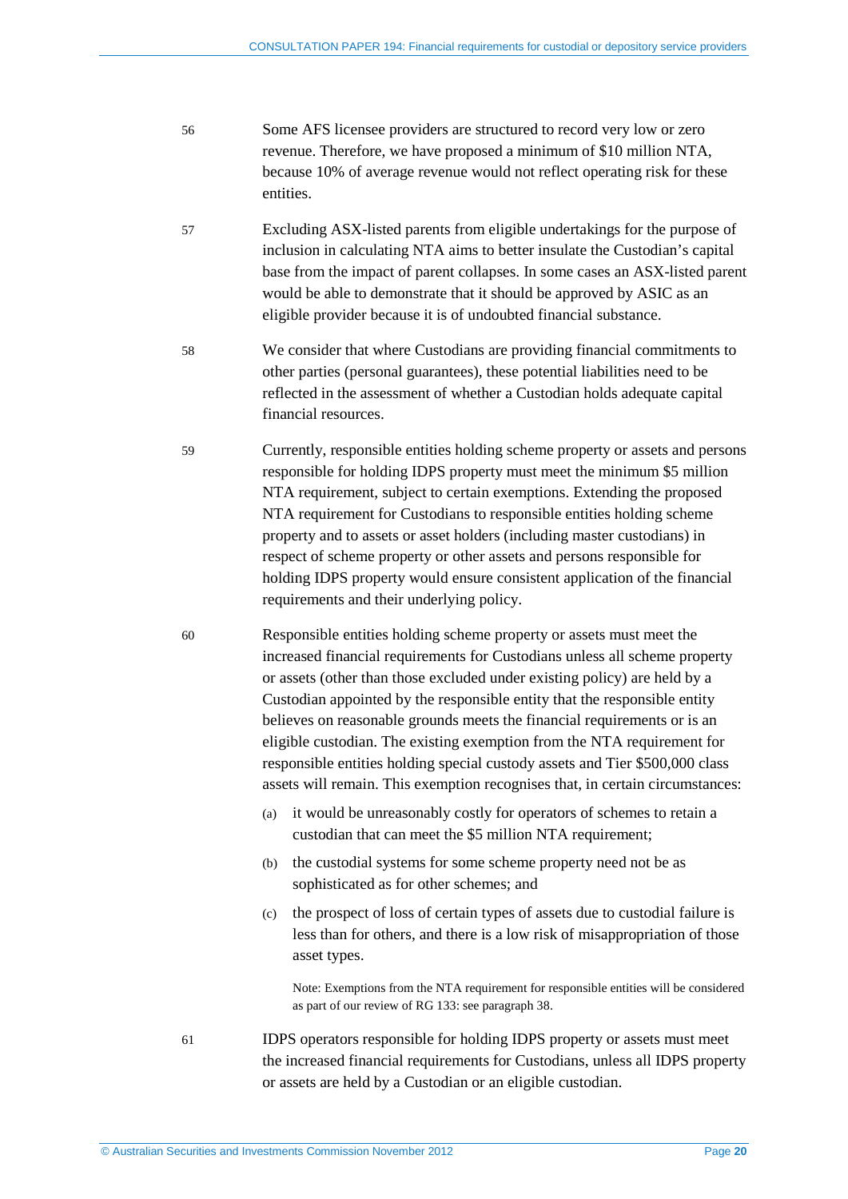56 Some AFS licensee providers are structured to record very low or zero revenue. Therefore, we have proposed a minimum of $10 million NTA, because 10% of average revenue would not reflect operating risk for these entities.

57 Excluding ASX-listed parents from eligible undertakings for the purpose of inclusion in calculating NTA aims to better insulate the Custodian's capital base from the impact of parent collapses. In some cases an ASX-listed parent would be able to demonstrate that it should be approved by ASIC as an eligible provider because it is of undoubted financial substance.

58 We consider that where Custodians are providing financial commitments to other parties (personal guarantees), these potential liabilities need to be reflected in the assessment of whether a Custodian holds adequate capital financial resources.

59 Currently, responsible entities holding scheme property or assets and persons responsible for holding IDPS property must meet the minimum $5 million NTA requirement, subject to certain exemptions. Extending the proposed NTA requirement for Custodians to responsible entities holding scheme property and to assets or asset holders (including master custodians) in respect of scheme property or other assets and persons responsible for holding IDPS property would ensure consistent application of the financial requirements and their underlying policy.

60 Responsible entities holding scheme property or assets must meet the increased financial requirements for Custodians unless all scheme property or assets (other than those excluded under existing policy) are held by a Custodian appointed by the responsible entity that the responsible entity believes on reasonable grounds meets the financial requirements or is an eligible custodian. The existing exemption from the NTA requirement for responsible entities holding special custody assets and Tier $500,000 class assets will remain. This exemption recognises that, in certain circumstances:

(a) it would be unreasonably costly for operators of schemes to retain a custodian that can meet the $5 million NTA requirement;

(b) the custodial systems for some scheme property need not be as sophisticated as for other schemes; and

(c) the prospect of loss of certain types of assets due to custodial failure is less than for others, and there is a low risk of misappropriation of those asset types.

Note: Exemptions from the NTA requirement for responsible entities will be considered as part of our review of RG 133: see paragraph 38.

61 IDPS operators responsible for holding IDPS property or assets must meet the increased financial requirements for Custodians, unless all IDPS property or assets are held by a Custodian or an eligible custodian.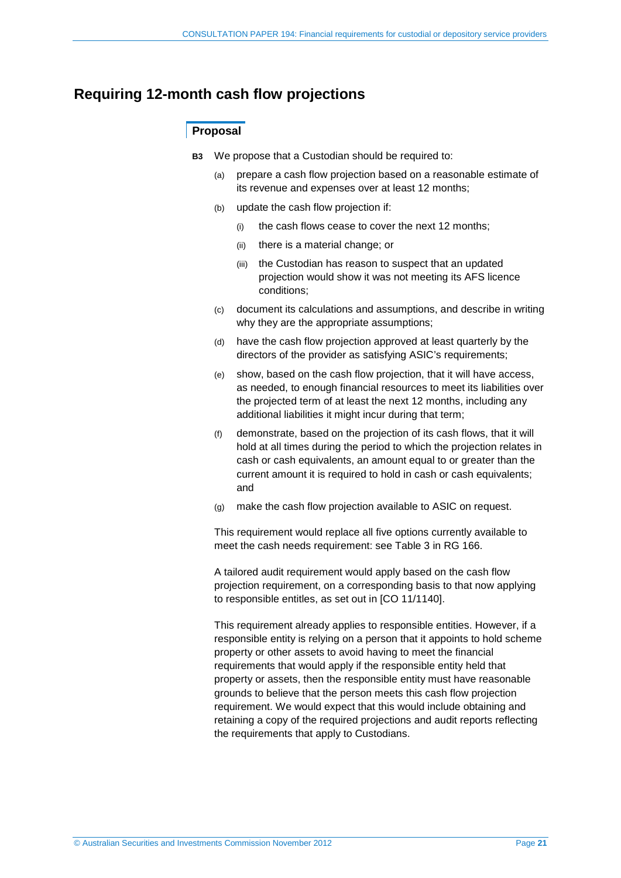## Requiring 12-month cash flow projections

### Proposal

**B3** We propose that a Custodian should be required to:

- (a) prepare a cash flow projection based on a reasonable estimate of its revenue and expenses over at least 12 months;
- (b) update the cash flow projection if:
  - (i) the cash flows cease to cover the next 12 months;
  - (ii) there is a material change; or
  - (iii) the Custodian has reason to suspect that an updated projection would show it was not meeting its AFS licence conditions;
- (c) document its calculations and assumptions, and describe in writing why they are the appropriate assumptions;
- (d) have the cash flow projection approved at least quarterly by the directors of the provider as satisfying ASIC's requirements;
- (e) show, based on the cash flow projection, that it will have access, as needed, to enough financial resources to meet its liabilities over the projected term of at least the next 12 months, including any additional liabilities it might incur during that term;
- (f) demonstrate, based on the projection of its cash flows, that it will hold at all times during the period to which the projection relates in cash or cash equivalents, an amount equal to or greater than the current amount it is required to hold in cash or cash equivalents; and
- (g) make the cash flow projection available to ASIC on request.

This requirement would replace all five options currently available to meet the cash needs requirement: see Table 3 in RG 166.

A tailored audit requirement would apply based on the cash flow projection requirement, on a corresponding basis to that now applying to responsible entities, as set out in [CO 11/1140].

This requirement already applies to responsible entities. However, if a responsible entity is relying on a person that it appoints to hold scheme property or other assets to avoid having to meet the financial requirements that would apply if the responsible entity held that property or assets, then the responsible entity must have reasonable grounds to believe that the person meets this cash flow projection requirement. We would expect that this would include obtaining and retaining a copy of the required projections and audit reports reflecting the requirements that apply to Custodians.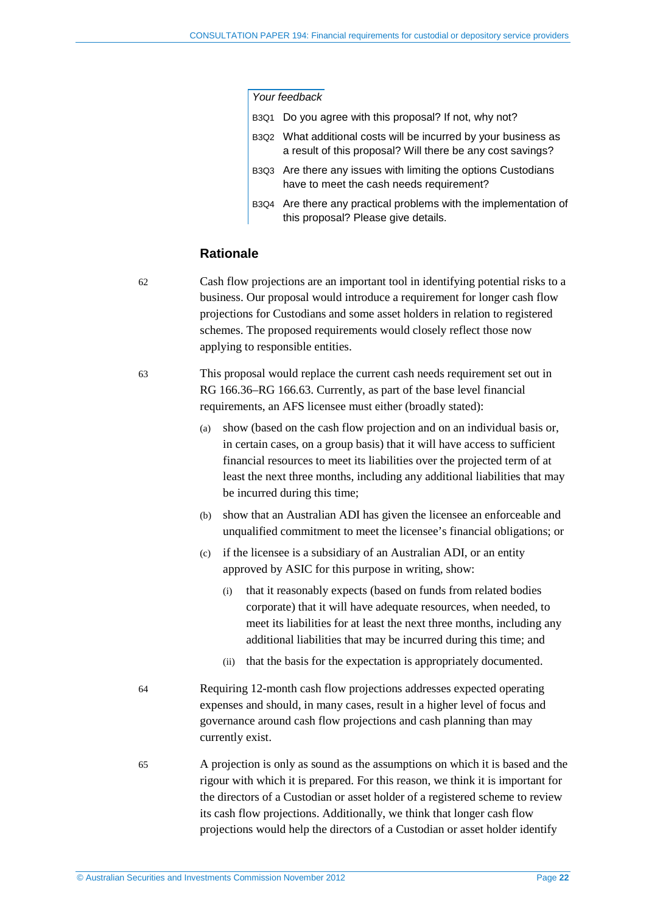*Your feedback*

B3Q1 Do you agree with this proposal? If not, why not?

B3Q2 What additional costs will be incurred by your business as a result of this proposal? Will there be any cost savings?

B3Q3 Are there any issues with limiting the options Custodians have to meet the cash needs requirement?

B3Q4 Are there any practical problems with the implementation of this proposal? Please give details.

### Rationale

62 Cash flow projections are an important tool in identifying potential risks to a business. Our proposal would introduce a requirement for longer cash flow projections for Custodians and some asset holders in relation to registered schemes. The proposed requirements would closely reflect those now applying to responsible entities.

63 This proposal would replace the current cash needs requirement set out in RG 166.36–RG 166.63. Currently, as part of the base level financial requirements, an AFS licensee must either (broadly stated):

(a) show (based on the cash flow projection and on an individual basis or, in certain cases, on a group basis) that it will have access to sufficient financial resources to meet its liabilities over the projected term of at least the next three months, including any additional liabilities that may be incurred during this time;

(b) show that an Australian ADI has given the licensee an enforceable and unqualified commitment to meet the licensee's financial obligations; or

(c) if the licensee is a subsidiary of an Australian ADI, or an entity approved by ASIC for this purpose in writing, show:

  (i) that it reasonably expects (based on funds from related bodies corporate) that it will have adequate resources, when needed, to meet its liabilities for at least the next three months, including any additional liabilities that may be incurred during this time; and

  (ii) that the basis for the expectation is appropriately documented.

64 Requiring 12-month cash flow projections addresses expected operating expenses and should, in many cases, result in a higher level of focus and governance around cash flow projections and cash planning than may currently exist.

65 A projection is only as sound as the assumptions on which it is based and the rigour with which it is prepared. For this reason, we think it is important for the directors of a Custodian or asset holder of a registered scheme to review its cash flow projections. Additionally, we think that longer cash flow projections would help the directors of a Custodian or asset holder identify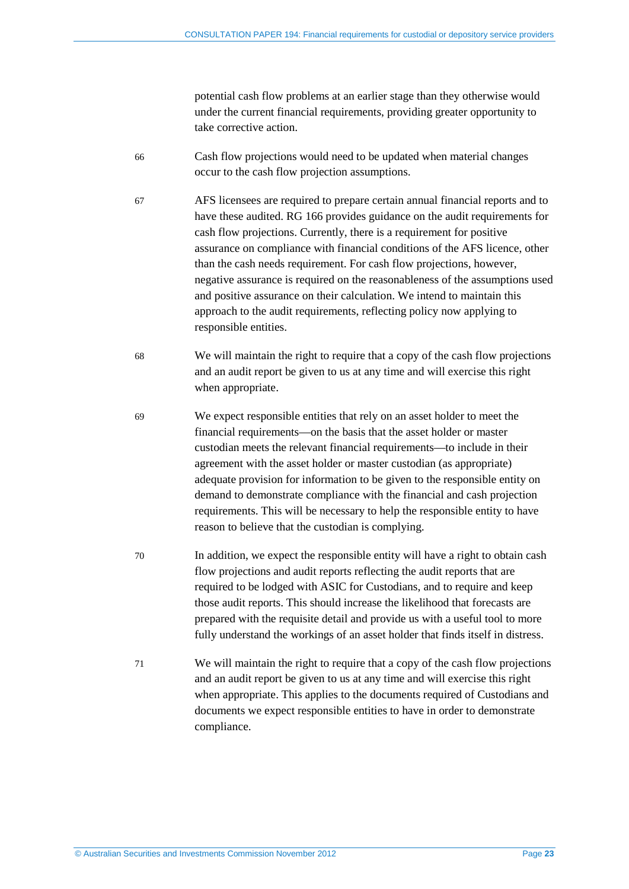potential cash flow problems at an earlier stage than they otherwise would under the current financial requirements, providing greater opportunity to take corrective action.

66 Cash flow projections would need to be updated when material changes occur to the cash flow projection assumptions.

67 AFS licensees are required to prepare certain annual financial reports and to have these audited. RG 166 provides guidance on the audit requirements for cash flow projections. Currently, there is a requirement for positive assurance on compliance with financial conditions of the AFS licence, other than the cash needs requirement. For cash flow projections, however, negative assurance is required on the reasonableness of the assumptions used and positive assurance on their calculation. We intend to maintain this approach to the audit requirements, reflecting policy now applying to responsible entities.

68 We will maintain the right to require that a copy of the cash flow projections and an audit report be given to us at any time and will exercise this right when appropriate.

69 We expect responsible entities that rely on an asset holder to meet the financial requirements—on the basis that the asset holder or master custodian meets the relevant financial requirements—to include in their agreement with the asset holder or master custodian (as appropriate) adequate provision for information to be given to the responsible entity on demand to demonstrate compliance with the financial and cash projection requirements. This will be necessary to help the responsible entity to have reason to believe that the custodian is complying.

70 In addition, we expect the responsible entity will have a right to obtain cash flow projections and audit reports reflecting the audit reports that are required to be lodged with ASIC for Custodians, and to require and keep those audit reports. This should increase the likelihood that forecasts are prepared with the requisite detail and provide us with a useful tool to more fully understand the workings of an asset holder that finds itself in distress.

71 We will maintain the right to require that a copy of the cash flow projections and an audit report be given to us at any time and will exercise this right when appropriate. This applies to the documents required of Custodians and documents we expect responsible entities to have in order to demonstrate compliance.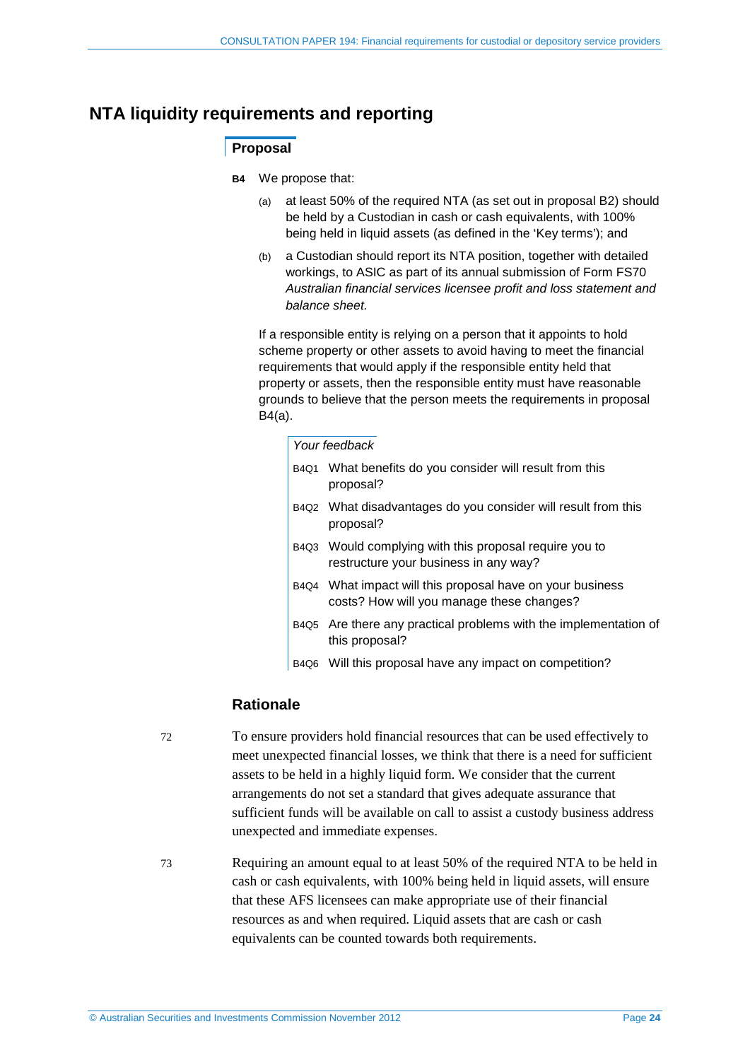## NTA liquidity requirements and reporting

### Proposal

**B4** We propose that:

(a) at least 50% of the required NTA (as set out in proposal B2) should be held by a Custodian in cash or cash equivalents, with 100% being held in liquid assets (as defined in the 'Key terms'); and

(b) a Custodian should report its NTA position, together with detailed workings, to ASIC as part of its annual submission of Form FS70 *Australian financial services licensee profit and loss statement and balance sheet.*

If a responsible entity is relying on a person that it appoints to hold scheme property or other assets to avoid having to meet the financial requirements that would apply if the responsible entity held that property or assets, then the responsible entity must have reasonable grounds to believe that the person meets the requirements in proposal B4(a).

*Your feedback*

B4Q1 What benefits do you consider will result from this proposal?

B4Q2 What disadvantages do you consider will result from this proposal?

B4Q3 Would complying with this proposal require you to restructure your business in any way?

B4Q4 What impact will this proposal have on your business costs? How will you manage these changes?

B4Q5 Are there any practical problems with the implementation of this proposal?

B4Q6 Will this proposal have any impact on competition?

### Rationale

72 To ensure providers hold financial resources that can be used effectively to meet unexpected financial losses, we think that there is a need for sufficient assets to be held in a highly liquid form. We consider that the current arrangements do not set a standard that gives adequate assurance that sufficient funds will be available on call to assist a custody business address unexpected and immediate expenses.

73 Requiring an amount equal to at least 50% of the required NTA to be held in cash or cash equivalents, with 100% being held in liquid assets, will ensure that these AFS licensees can make appropriate use of their financial resources as and when required. Liquid assets that are cash or cash equivalents can be counted towards both requirements.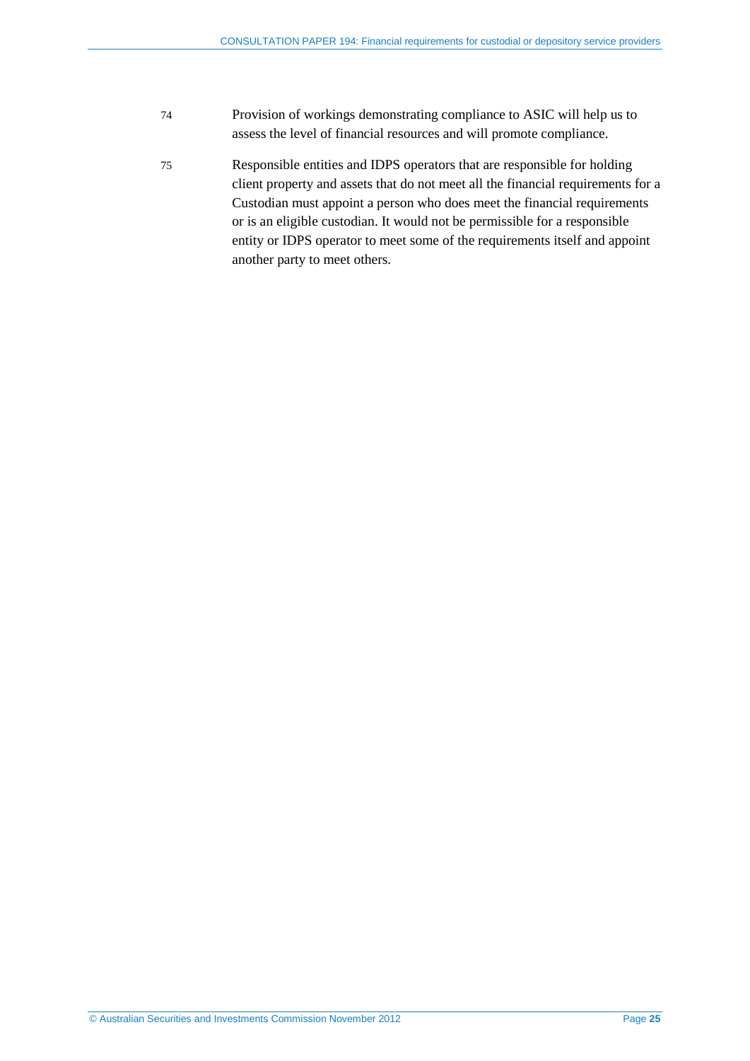74 Provision of workings demonstrating compliance to ASIC will help us to assess the level of financial resources and will promote compliance.

75 Responsible entities and IDPS operators that are responsible for holding client property and assets that do not meet all the financial requirements for a Custodian must appoint a person who does meet the financial requirements or is an eligible custodian. It would not be permissible for a responsible entity or IDPS operator to meet some of the requirements itself and appoint another party to meet others.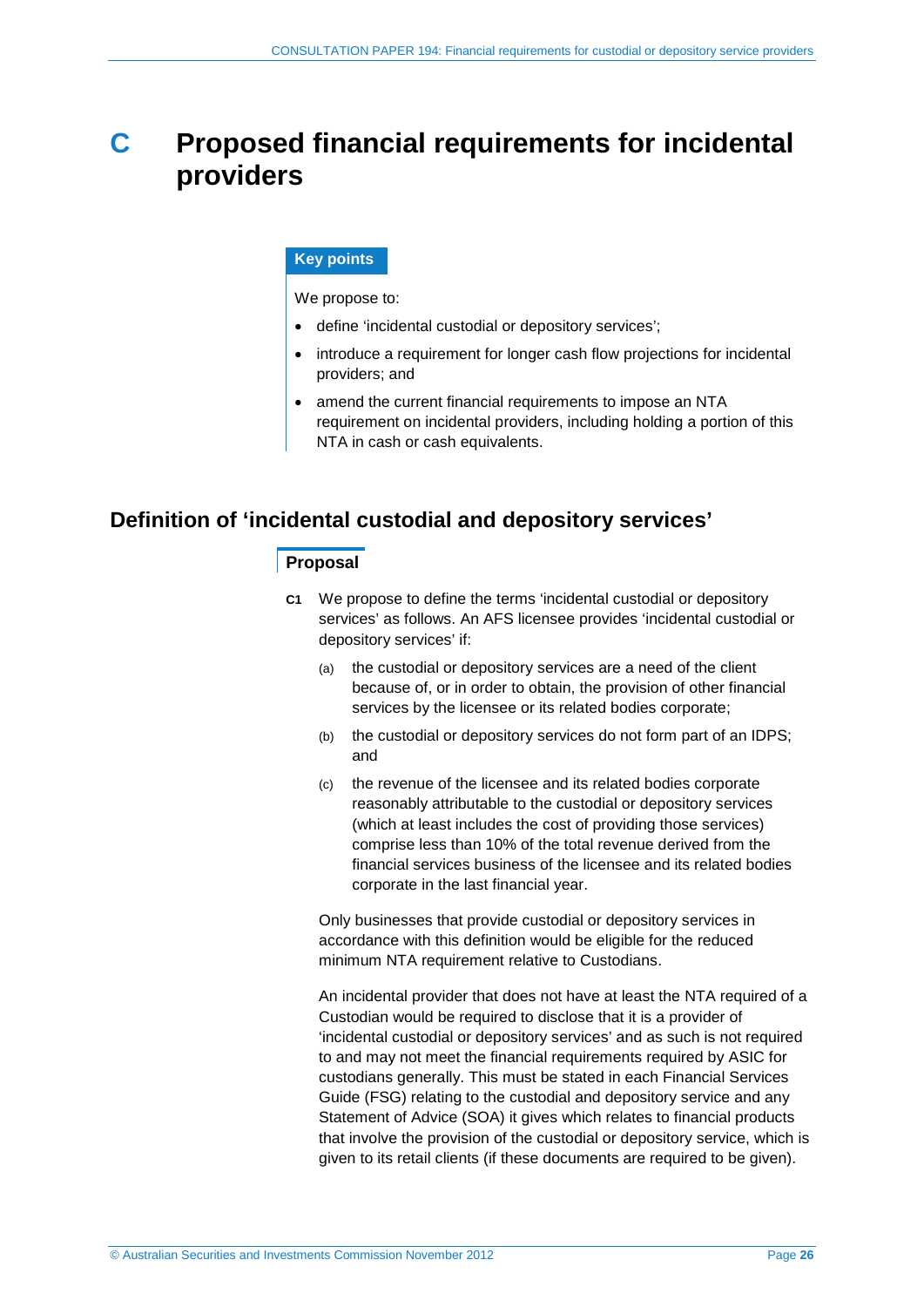# C Proposed financial requirements for incidental providers

**Key points**

We propose to:

- define 'incidental custodial or depository services';
- introduce a requirement for longer cash flow projections for incidental providers; and
- amend the current financial requirements to impose an NTA requirement on incidental providers, including holding a portion of this NTA in cash or cash equivalents.

## Definition of 'incidental custodial and depository services'

### Proposal

**C1** We propose to define the terms 'incidental custodial or depository services' as follows. An AFS licensee provides 'incidental custodial or depository services' if:

(a) the custodial or depository services are a need of the client because of, or in order to obtain, the provision of other financial services by the licensee or its related bodies corporate;

(b) the custodial or depository services do not form part of an IDPS; and

(c) the revenue of the licensee and its related bodies corporate reasonably attributable to the custodial or depository services (which at least includes the cost of providing those services) comprise less than 10% of the total revenue derived from the financial services business of the licensee and its related bodies corporate in the last financial year.

Only businesses that provide custodial or depository services in accordance with this definition would be eligible for the reduced minimum NTA requirement relative to Custodians.

An incidental provider that does not have at least the NTA required of a Custodian would be required to disclose that it is a provider of 'incidental custodial or depository services' and as such is not required to and may not meet the financial requirements required by ASIC for custodians generally. This must be stated in each Financial Services Guide (FSG) relating to the custodial and depository service and any Statement of Advice (SOA) it gives which relates to financial products that involve the provision of the custodial or depository service, which is given to its retail clients (if these documents are required to be given).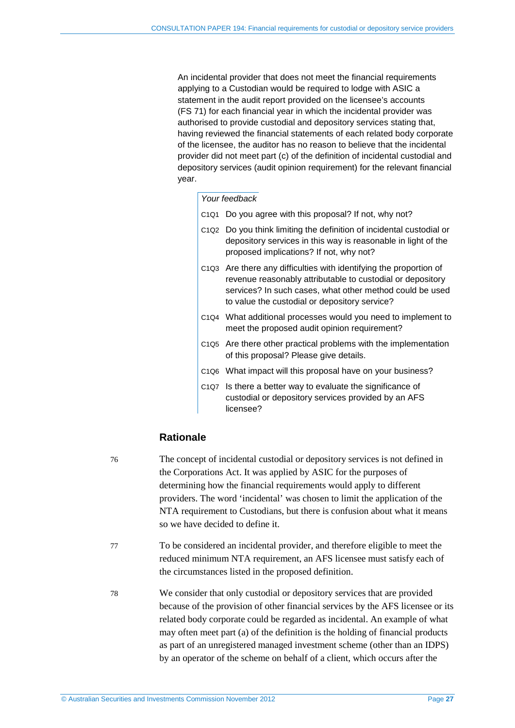An incidental provider that does not meet the financial requirements applying to a Custodian would be required to lodge with ASIC a statement in the audit report provided on the licensee's accounts (FS 71) for each financial year in which the incidental provider was authorised to provide custodial and depository services stating that, having reviewed the financial statements of each related body corporate of the licensee, the auditor has no reason to believe that the incidental provider did not meet part (c) of the definition of incidental custodial and depository services (audit opinion requirement) for the relevant financial year.

*Your feedback*

C1Q1 Do you agree with this proposal? If not, why not?

C1Q2 Do you think limiting the definition of incidental custodial or depository services in this way is reasonable in light of the proposed implications? If not, why not?

C1Q3 Are there any difficulties with identifying the proportion of revenue reasonably attributable to custodial or depository services? In such cases, what other method could be used to value the custodial or depository service?

C1Q4 What additional processes would you need to implement to meet the proposed audit opinion requirement?

C1Q5 Are there other practical problems with the implementation of this proposal? Please give details.

C1Q6 What impact will this proposal have on your business?

C1Q7 Is there a better way to evaluate the significance of custodial or depository services provided by an AFS licensee?

### Rationale

76 The concept of incidental custodial or depository services is not defined in the Corporations Act. It was applied by ASIC for the purposes of determining how the financial requirements would apply to different providers. The word 'incidental' was chosen to limit the application of the NTA requirement to Custodians, but there is confusion about what it means so we have decided to define it.

77 To be considered an incidental provider, and therefore eligible to meet the reduced minimum NTA requirement, an AFS licensee must satisfy each of the circumstances listed in the proposed definition.

78 We consider that only custodial or depository services that are provided because of the provision of other financial services by the AFS licensee or its related body corporate could be regarded as incidental. An example of what may often meet part (a) of the definition is the holding of financial products as part of an unregistered managed investment scheme (other than an IDPS) by an operator of the scheme on behalf of a client, which occurs after the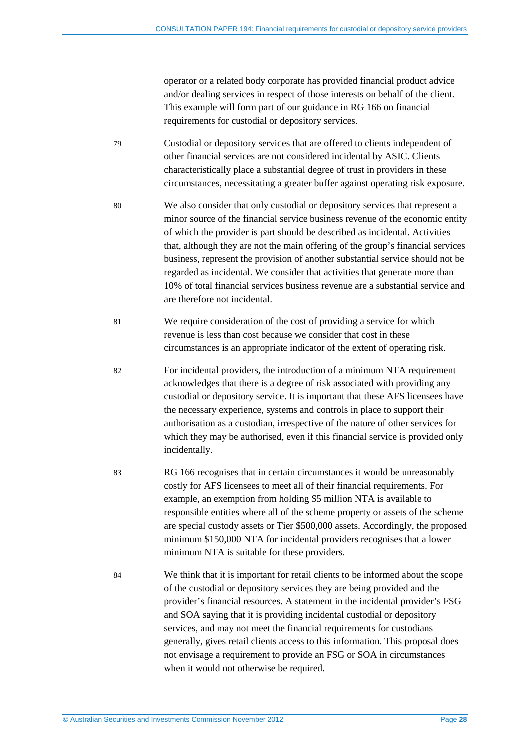operator or a related body corporate has provided financial product advice and/or dealing services in respect of those interests on behalf of the client. This example will form part of our guidance in RG 166 on financial requirements for custodial or depository services.

79 Custodial or depository services that are offered to clients independent of other financial services are not considered incidental by ASIC. Clients characteristically place a substantial degree of trust in providers in these circumstances, necessitating a greater buffer against operating risk exposure.

80 We also consider that only custodial or depository services that represent a minor source of the financial service business revenue of the economic entity of which the provider is part should be described as incidental. Activities that, although they are not the main offering of the group's financial services business, represent the provision of another substantial service should not be regarded as incidental. We consider that activities that generate more than 10% of total financial services business revenue are a substantial service and are therefore not incidental.

81 We require consideration of the cost of providing a service for which revenue is less than cost because we consider that cost in these circumstances is an appropriate indicator of the extent of operating risk.

82 For incidental providers, the introduction of a minimum NTA requirement acknowledges that there is a degree of risk associated with providing any custodial or depository service. It is important that these AFS licensees have the necessary experience, systems and controls in place to support their authorisation as a custodian, irrespective of the nature of other services for which they may be authorised, even if this financial service is provided only incidentally.

83 RG 166 recognises that in certain circumstances it would be unreasonably costly for AFS licensees to meet all of their financial requirements. For example, an exemption from holding $5 million NTA is available to responsible entities where all of the scheme property or assets of the scheme are special custody assets or Tier $500,000 assets. Accordingly, the proposed minimum $150,000 NTA for incidental providers recognises that a lower minimum NTA is suitable for these providers.

84 We think that it is important for retail clients to be informed about the scope of the custodial or depository services they are being provided and the provider's financial resources. A statement in the incidental provider's FSG and SOA saying that it is providing incidental custodial or depository services, and may not meet the financial requirements for custodians generally, gives retail clients access to this information. This proposal does not envisage a requirement to provide an FSG or SOA in circumstances when it would not otherwise be required.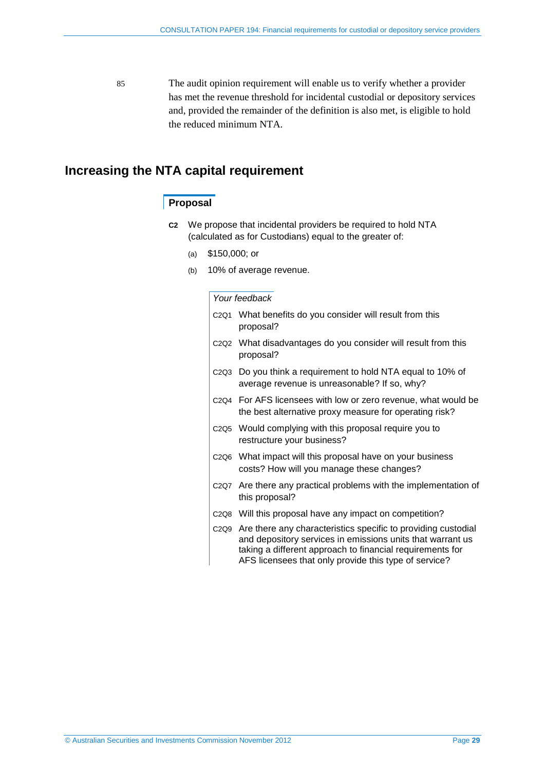85 The audit opinion requirement will enable us to verify whether a provider has met the revenue threshold for incidental custodial or depository services and, provided the remainder of the definition is also met, is eligible to hold the reduced minimum NTA.

## Increasing the NTA capital requirement

### Proposal

**C2** We propose that incidental providers be required to hold NTA (calculated as for Custodians) equal to the greater of:

(a) $150,000; or

(b) 10% of average revenue.

*Your feedback*

C2Q1 What benefits do you consider will result from this proposal?

C2Q2 What disadvantages do you consider will result from this proposal?

C2Q3 Do you think a requirement to hold NTA equal to 10% of average revenue is unreasonable? If so, why?

C2Q4 For AFS licensees with low or zero revenue, what would be the best alternative proxy measure for operating risk?

C2Q5 Would complying with this proposal require you to restructure your business?

C2Q6 What impact will this proposal have on your business costs? How will you manage these changes?

C2Q7 Are there any practical problems with the implementation of this proposal?

C2Q8 Will this proposal have any impact on competition?

C2Q9 Are there any characteristics specific to providing custodial and depository services in emissions units that warrant us taking a different approach to financial requirements for AFS licensees that only provide this type of service?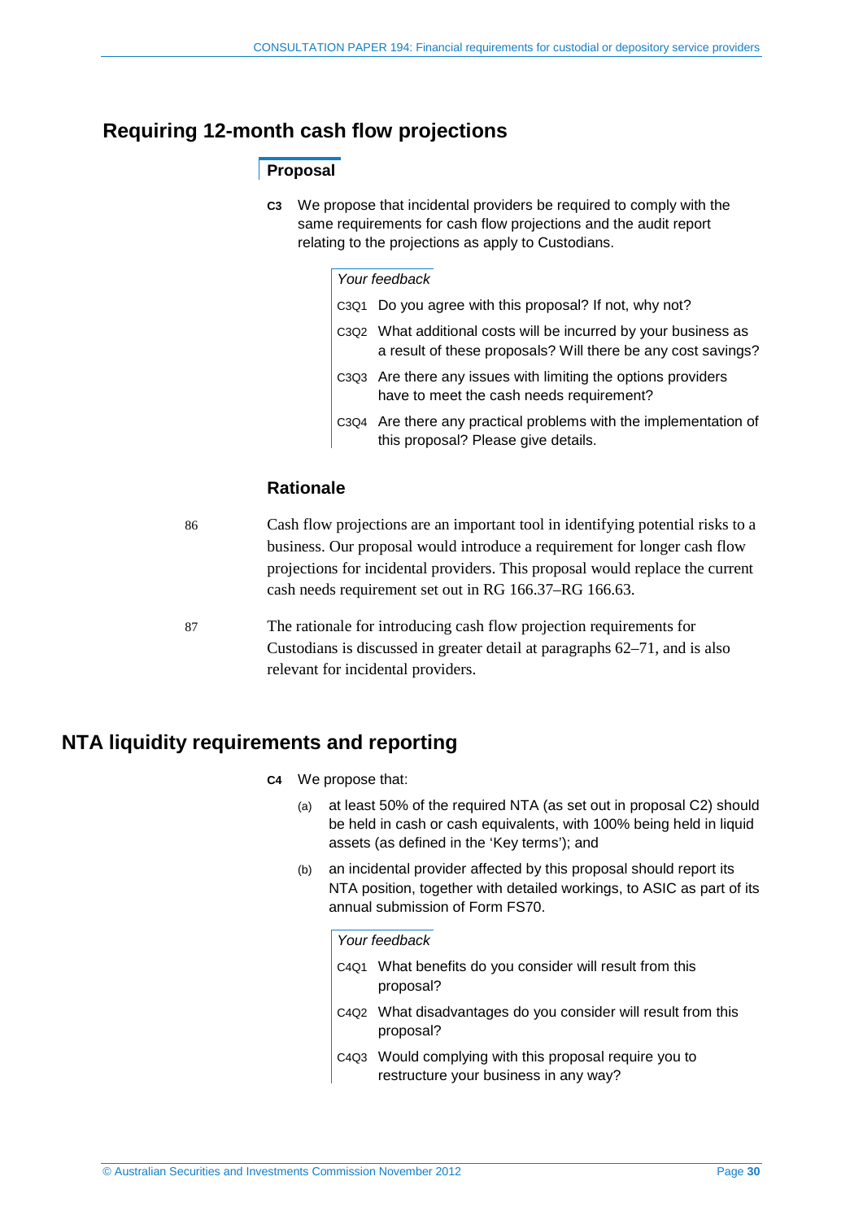## Requiring 12-month cash flow projections

### Proposal

**C3** We propose that incidental providers be required to comply with the same requirements for cash flow projections and the audit report relating to the projections as apply to Custodians.

*Your feedback*

C3Q1 Do you agree with this proposal? If not, why not?

C3Q2 What additional costs will be incurred by your business as a result of these proposals? Will there be any cost savings?

C3Q3 Are there any issues with limiting the options providers have to meet the cash needs requirement?

C3Q4 Are there any practical problems with the implementation of this proposal? Please give details.

### Rationale

86 Cash flow projections are an important tool in identifying potential risks to a business. Our proposal would introduce a requirement for longer cash flow projections for incidental providers. This proposal would replace the current cash needs requirement set out in RG 166.37–RG 166.63.

87 The rationale for introducing cash flow projection requirements for Custodians is discussed in greater detail at paragraphs 62–71, and is also relevant for incidental providers.

## NTA liquidity requirements and reporting

**C4** We propose that:

(a) at least 50% of the required NTA (as set out in proposal C2) should be held in cash or cash equivalents, with 100% being held in liquid assets (as defined in the 'Key terms'); and

(b) an incidental provider affected by this proposal should report its NTA position, together with detailed workings, to ASIC as part of its annual submission of Form FS70.

*Your feedback*

C4Q1 What benefits do you consider will result from this proposal?

C4Q2 What disadvantages do you consider will result from this proposal?

C4Q3 Would complying with this proposal require you to restructure your business in any way?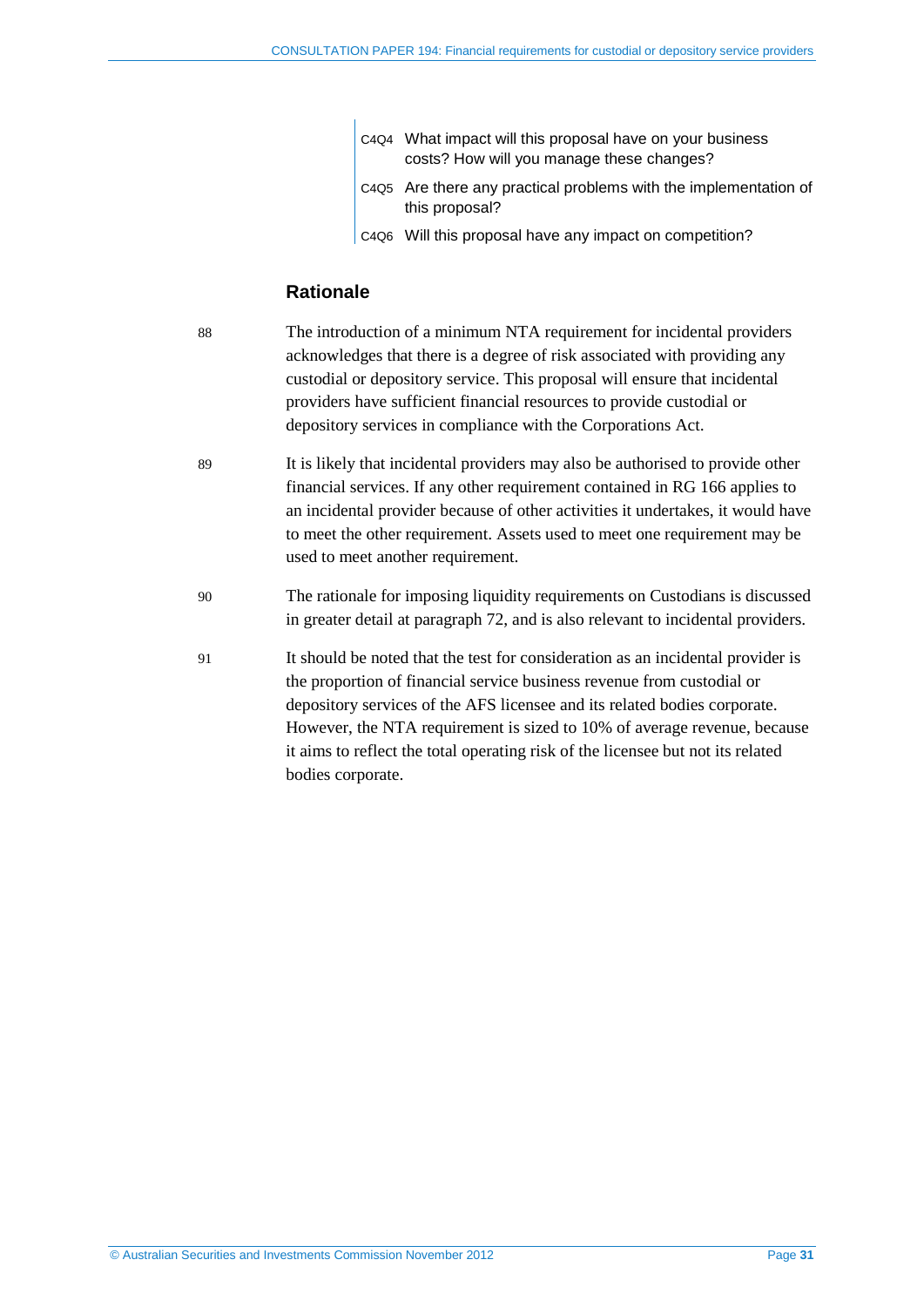C4Q4 What impact will this proposal have on your business costs? How will you manage these changes?

C4Q5 Are there any practical problems with the implementation of this proposal?

C4Q6 Will this proposal have any impact on competition?

### Rationale

88 The introduction of a minimum NTA requirement for incidental providers acknowledges that there is a degree of risk associated with providing any custodial or depository service. This proposal will ensure that incidental providers have sufficient financial resources to provide custodial or depository services in compliance with the Corporations Act.

89 It is likely that incidental providers may also be authorised to provide other financial services. If any other requirement contained in RG 166 applies to an incidental provider because of other activities it undertakes, it would have to meet the other requirement. Assets used to meet one requirement may be used to meet another requirement.

90 The rationale for imposing liquidity requirements on Custodians is discussed in greater detail at paragraph 72, and is also relevant to incidental providers.

91 It should be noted that the test for consideration as an incidental provider is the proportion of financial service business revenue from custodial or depository services of the AFS licensee and its related bodies corporate. However, the NTA requirement is sized to 10% of average revenue, because it aims to reflect the total operating risk of the licensee but not its related bodies corporate.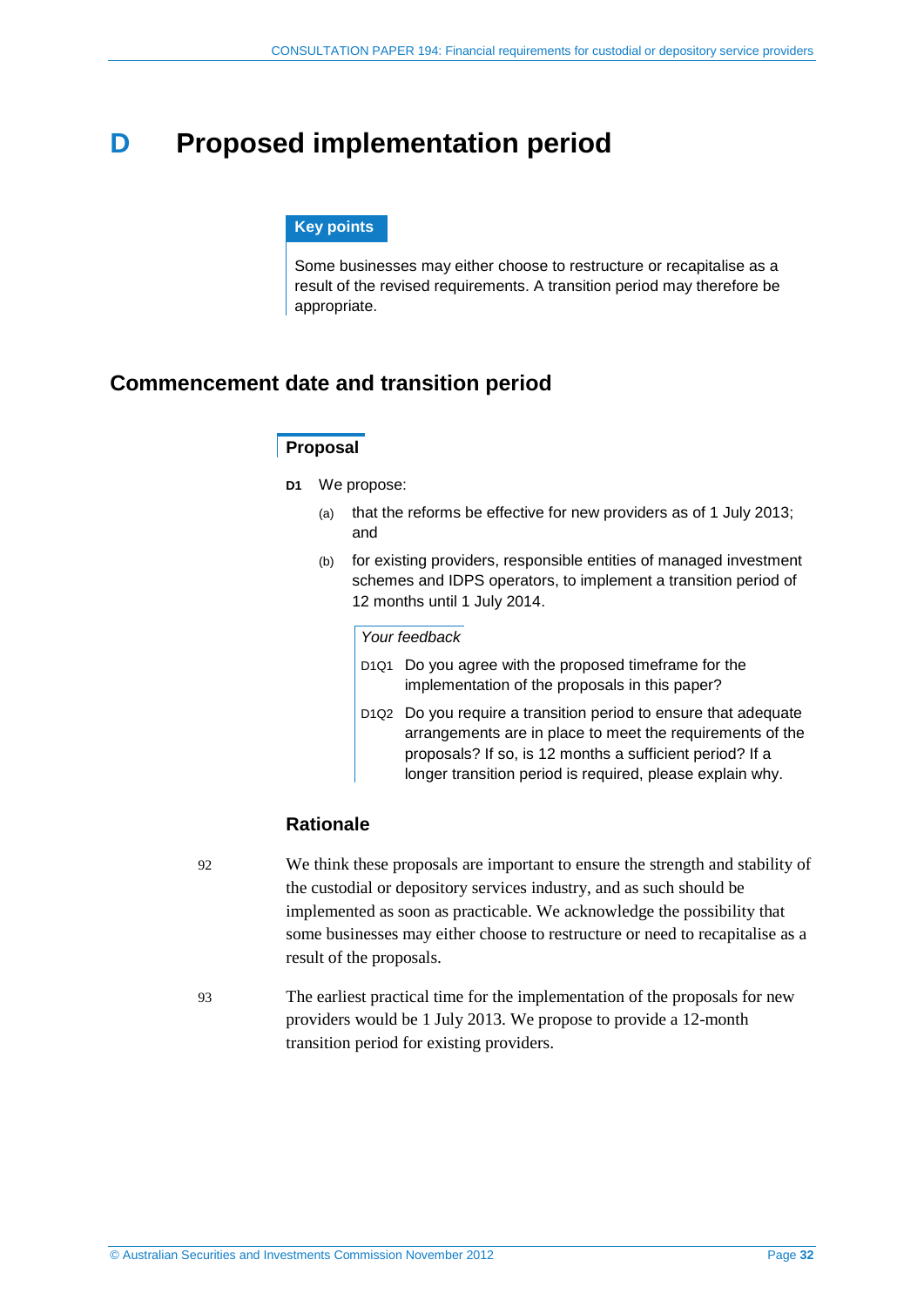# D Proposed implementation period

**Key points**

Some businesses may either choose to restructure or recapitalise as a result of the revised requirements. A transition period may therefore be appropriate.

## Commencement date and transition period

### Proposal

**D1** We propose:

(a) that the reforms be effective for new providers as of 1 July 2013; and

(b) for existing providers, responsible entities of managed investment schemes and IDPS operators, to implement a transition period of 12 months until 1 July 2014.

*Your feedback*

D1Q1 Do you agree with the proposed timeframe for the implementation of the proposals in this paper?

D1Q2 Do you require a transition period to ensure that adequate arrangements are in place to meet the requirements of the proposals? If so, is 12 months a sufficient period? If a longer transition period is required, please explain why.

### Rationale

92 We think these proposals are important to ensure the strength and stability of the custodial or depository services industry, and as such should be implemented as soon as practicable. We acknowledge the possibility that some businesses may either choose to restructure or need to recapitalise as a result of the proposals.

93 The earliest practical time for the implementation of the proposals for new providers would be 1 July 2013. We propose to provide a 12-month transition period for existing providers.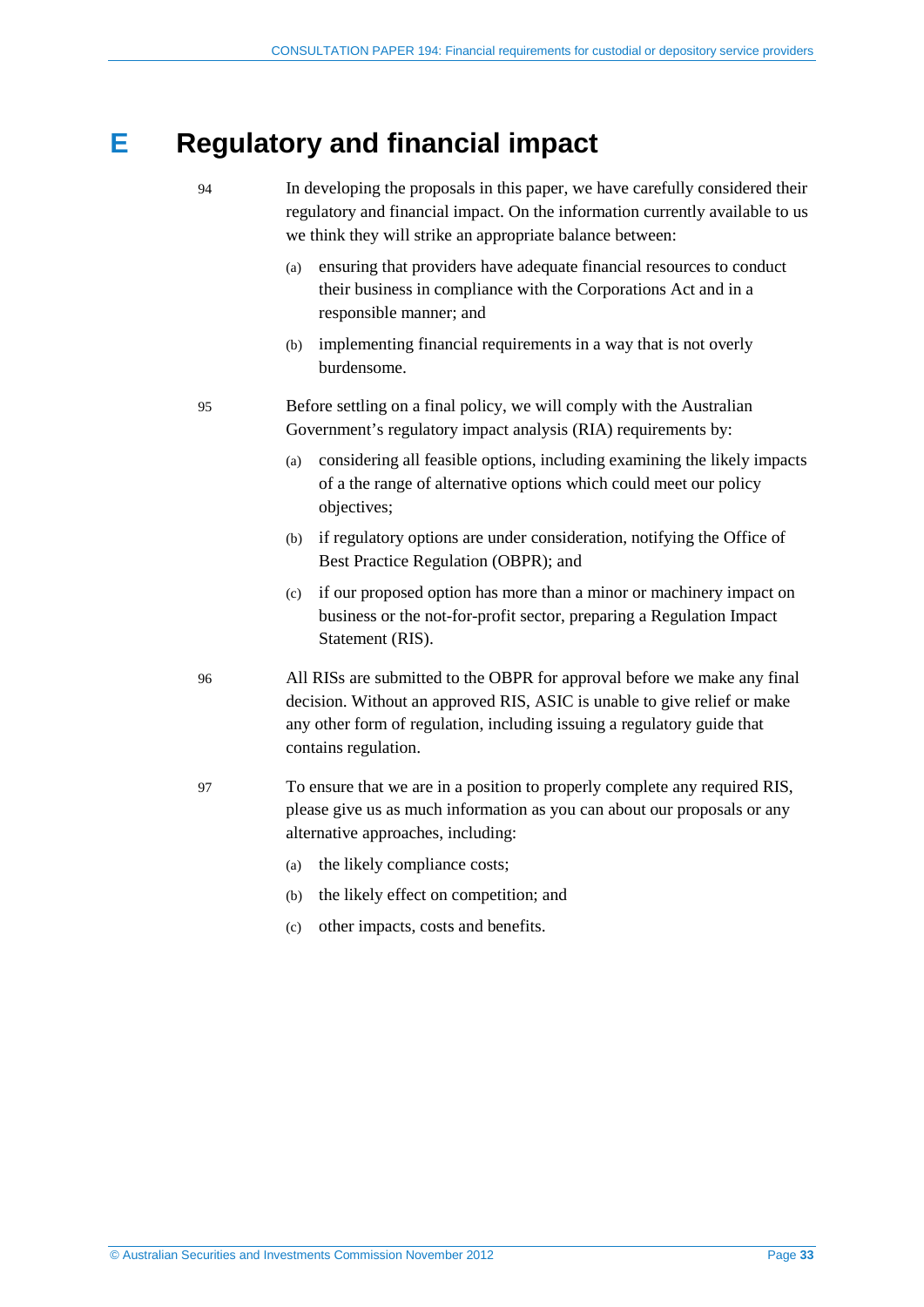# E Regulatory and financial impact

94 In developing the proposals in this paper, we have carefully considered their regulatory and financial impact. On the information currently available to us we think they will strike an appropriate balance between:

(a) ensuring that providers have adequate financial resources to conduct their business in compliance with the Corporations Act and in a responsible manner; and

(b) implementing financial requirements in a way that is not overly burdensome.

95 Before settling on a final policy, we will comply with the Australian Government's regulatory impact analysis (RIA) requirements by:

(a) considering all feasible options, including examining the likely impacts of a the range of alternative options which could meet our policy objectives;

(b) if regulatory options are under consideration, notifying the Office of Best Practice Regulation (OBPR); and

(c) if our proposed option has more than a minor or machinery impact on business or the not-for-profit sector, preparing a Regulation Impact Statement (RIS).

96 All RISs are submitted to the OBPR for approval before we make any final decision. Without an approved RIS, ASIC is unable to give relief or make any other form of regulation, including issuing a regulatory guide that contains regulation.

97 To ensure that we are in a position to properly complete any required RIS, please give us as much information as you can about our proposals or any alternative approaches, including:

(a) the likely compliance costs;

(b) the likely effect on competition; and

(c) other impacts, costs and benefits.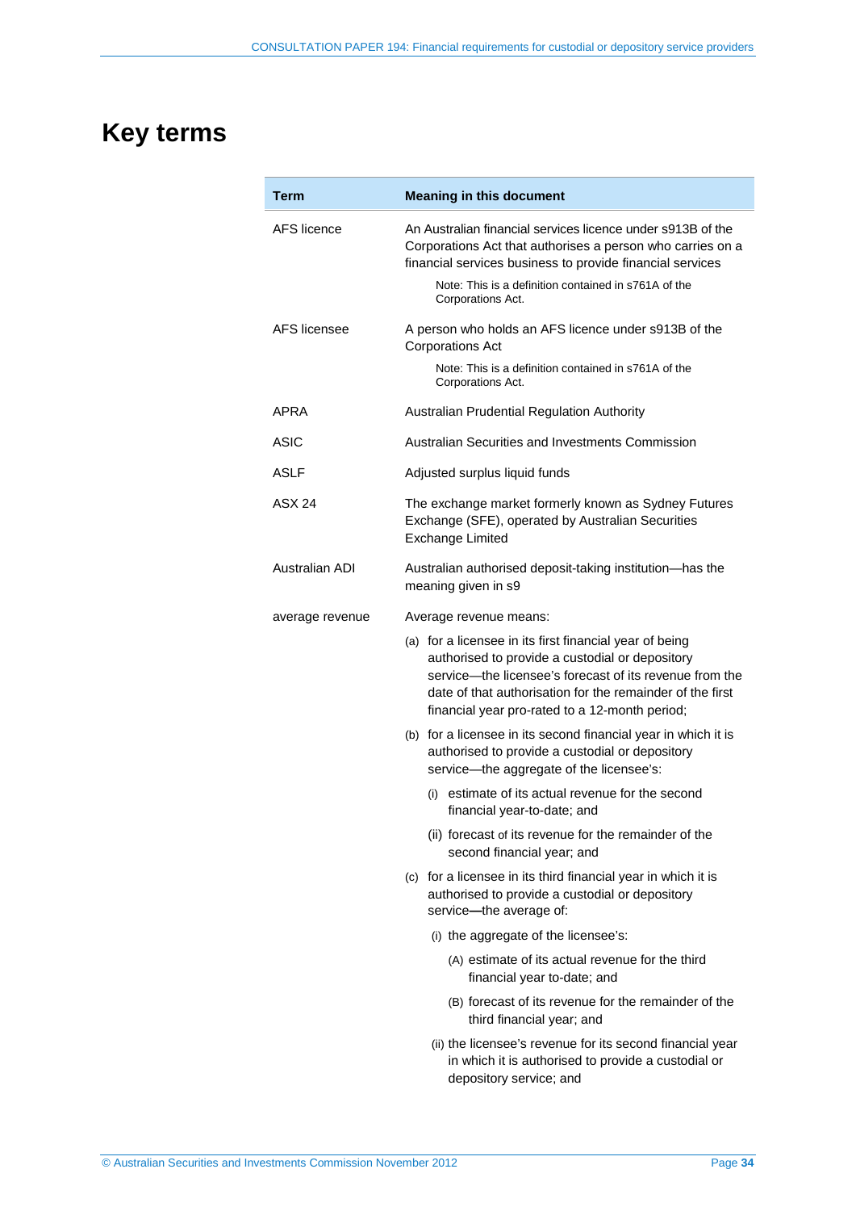# Key terms

| Term | Meaning in this document |
|---|---|
| AFS licence | An Australian financial services licence under s913B of the Corporations Act that authorises a person who carries on a financial services business to provide financial services<br><br>Note: This is a definition contained in s761A of the Corporations Act. |
| AFS licensee | A person who holds an AFS licence under s913B of the Corporations Act<br><br>Note: This is a definition contained in s761A of the Corporations Act. |
| APRA | Australian Prudential Regulation Authority |
| ASIC | Australian Securities and Investments Commission |
| ASLF | Adjusted surplus liquid funds |
| ASX 24 | The exchange market formerly known as Sydney Futures Exchange (SFE), operated by Australian Securities Exchange Limited |
| Australian ADI | Australian authorised deposit-taking institution—has the meaning given in s9 |
| average revenue | Average revenue means:<br><br>(a) for a licensee in its first financial year of being authorised to provide a custodial or depository service—the licensee's forecast of its revenue from the date of that authorisation for the remainder of the first financial year pro-rated to a 12-month period;<br><br>(b) for a licensee in its second financial year in which it is authorised to provide a custodial or depository service—the aggregate of the licensee's:<br><br>(i) estimate of its actual revenue for the second financial year-to-date; and<br><br>(ii) forecast of its revenue for the remainder of the second financial year; and<br><br>(c) for a licensee in its third financial year in which it is authorised to provide a custodial or depository service—the average of:<br><br>(i) the aggregate of the licensee's:<br><br>(A) estimate of its actual revenue for the third financial year to-date; and<br><br>(B) forecast of its revenue for the remainder of the third financial year; and<br><br>(ii) the licensee's revenue for its second financial year in which it is authorised to provide a custodial or depository service; and |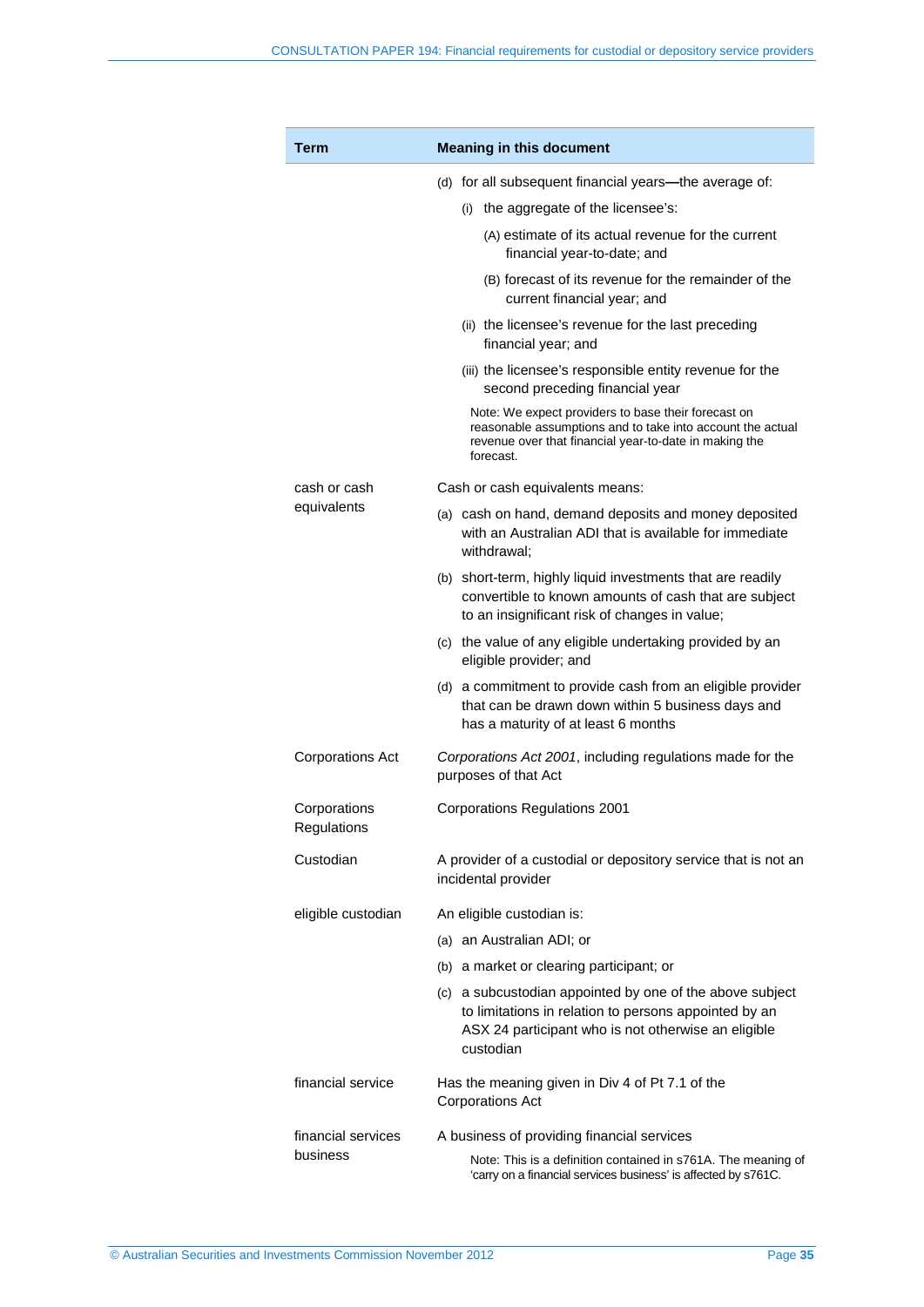| Term | Meaning in this document |
|---|---|
| | (d) for all subsequent financial years—the average of:<br>(i) the aggregate of the licensee's:<br>(A) estimate of its actual revenue for the current financial year-to-date; and<br>(B) forecast of its revenue for the remainder of the current financial year; and<br>(ii) the licensee's revenue for the last preceding financial year; and<br>(iii) the licensee's responsible entity revenue for the second preceding financial year<br>Note: We expect providers to base their forecast on reasonable assumptions and to take into account the actual revenue over that financial year-to-date in making the forecast. |
| cash or cash equivalents | Cash or cash equivalents means:<br>(a) cash on hand, demand deposits and money deposited with an Australian ADI that is available for immediate withdrawal;<br>(b) short-term, highly liquid investments that are readily convertible to known amounts of cash that are subject to an insignificant risk of changes in value;<br>(c) the value of any eligible undertaking provided by an eligible provider; and<br>(d) a commitment to provide cash from an eligible provider that can be drawn down within 5 business days and has a maturity of at least 6 months |
| Corporations Act | *Corporations Act 2001*, including regulations made for the purposes of that Act |
| Corporations Regulations | Corporations Regulations 2001 |
| Custodian | A provider of a custodial or depository service that is not an incidental provider |
| eligible custodian | An eligible custodian is:<br>(a) an Australian ADI; or<br>(b) a market or clearing participant; or<br>(c) a subcustodian appointed by one of the above subject to limitations in relation to persons appointed by an ASX 24 participant who is not otherwise an eligible custodian |
| financial service | Has the meaning given in Div 4 of Pt 7.1 of the Corporations Act |
| financial services business | A business of providing financial services<br>Note: This is a definition contained in s761A. The meaning of 'carry on a financial services business' is affected by s761C. |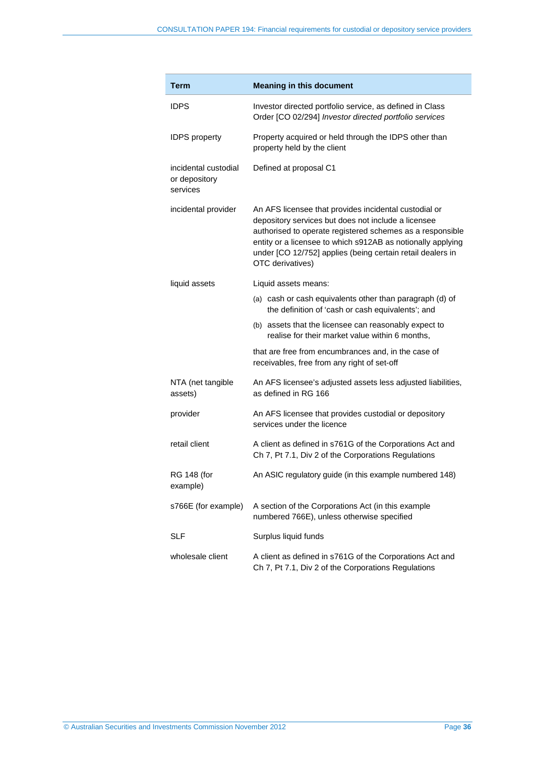| Term | Meaning in this document |
|---|---|
| IDPS | Investor directed portfolio service, as defined in Class Order [CO 02/294] *Investor directed portfolio services* |
| IDPS property | Property acquired or held through the IDPS other than property held by the client |
| incidental custodial or depository services | Defined at proposal C1 |
| incidental provider | An AFS licensee that provides incidental custodial or depository services but does not include a licensee authorised to operate registered schemes as a responsible entity or a licensee to which s912AB as notionally applying under [CO 12/752] applies (being certain retail dealers in OTC derivatives) |
| liquid assets | Liquid assets means:<br>(a) cash or cash equivalents other than paragraph (d) of the definition of 'cash or cash equivalents'; and<br>(b) assets that the licensee can reasonably expect to realise for their market value within 6 months,<br>that are free from encumbrances and, in the case of receivables, free from any right of set-off |
| NTA (net tangible assets) | An AFS licensee's adjusted assets less adjusted liabilities, as defined in RG 166 |
| provider | An AFS licensee that provides custodial or depository services under the licence |
| retail client | A client as defined in s761G of the Corporations Act and Ch 7, Pt 7.1, Div 2 of the Corporations Regulations |
| RG 148 (for example) | An ASIC regulatory guide (in this example numbered 148) |
| s766E (for example) | A section of the Corporations Act (in this example numbered 766E), unless otherwise specified |
| SLF | Surplus liquid funds |
| wholesale client | A client as defined in s761G of the Corporations Act and Ch 7, Pt 7.1, Div 2 of the Corporations Regulations |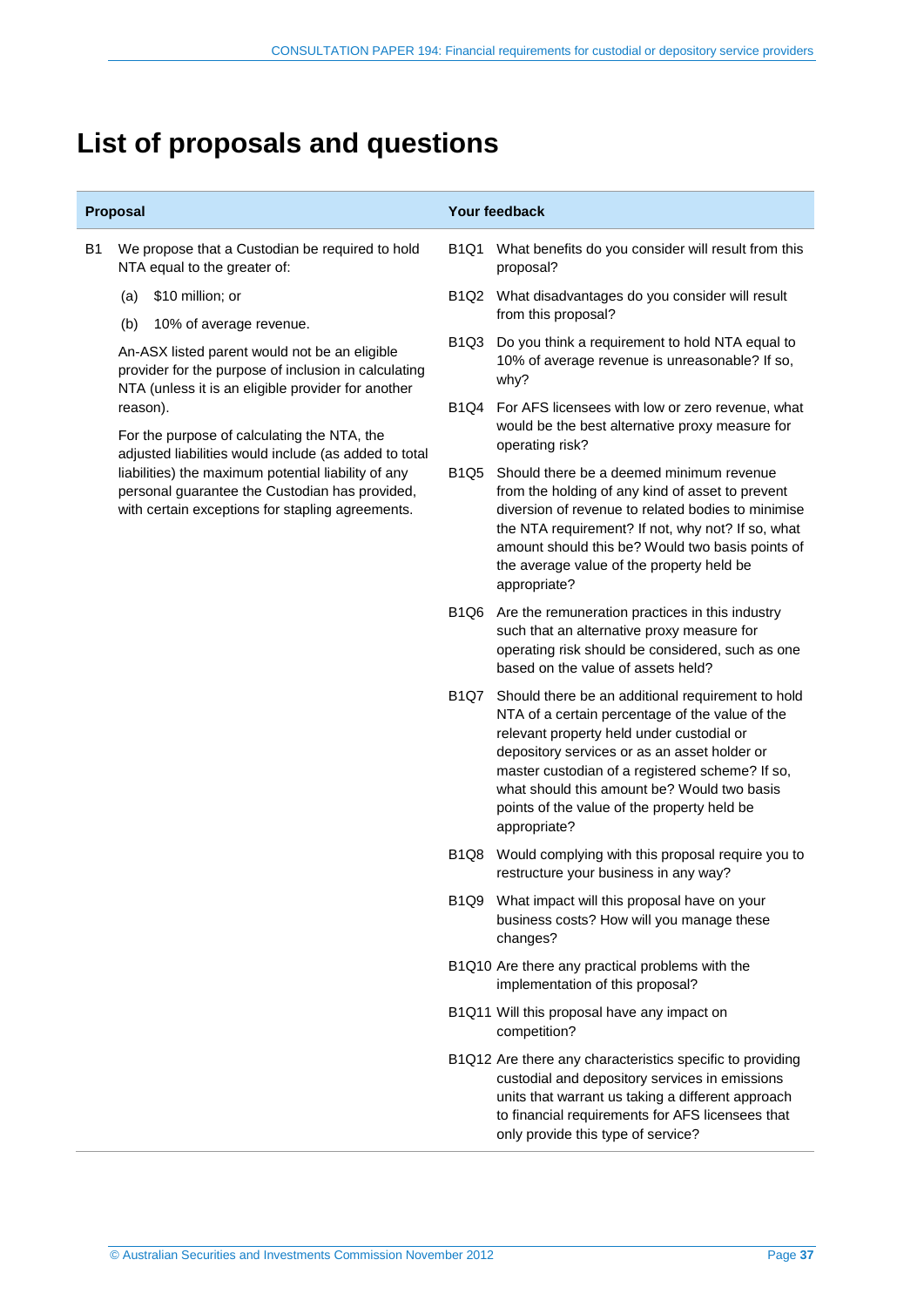# List of proposals and questions

| Proposal | Your feedback |
|---|---|
| B1 We propose that a Custodian be required to hold NTA equal to the greater of:<br>(a) $10 million; or<br>(b) 10% of average revenue.<br>An-ASX listed parent would not be an eligible provider for the purpose of inclusion in calculating NTA (unless it is an eligible provider for another reason).<br>For the purpose of calculating the NTA, the adjusted liabilities would include (as added to total liabilities) the maximum potential liability of any personal guarantee the Custodian has provided, with certain exceptions for stapling agreements. | B1Q1 What benefits do you consider will result from this proposal?<br>B1Q2 What disadvantages do you consider will result from this proposal?<br>B1Q3 Do you think a requirement to hold NTA equal to 10% of average revenue is unreasonable? If so, why?<br>B1Q4 For AFS licensees with low or zero revenue, what would be the best alternative proxy measure for operating risk?<br>B1Q5 Should there be a deemed minimum revenue from the holding of any kind of asset to prevent diversion of revenue to related bodies to minimise the NTA requirement? If not, why not? If so, what amount should this be? Would two basis points of the average value of the property held be appropriate?<br>B1Q6 Are the remuneration practices in this industry such that an alternative proxy measure for operating risk should be considered, such as one based on the value of assets held?<br>B1Q7 Should there be an additional requirement to hold NTA of a certain percentage of the value of the relevant property held under custodial or depository services or as an asset holder or master custodian of a registered scheme? If so, what should this amount be? Would two basis points of the value of the property held be appropriate?<br>B1Q8 Would complying with this proposal require you to restructure your business in any way?<br>B1Q9 What impact will this proposal have on your business costs? How will you manage these changes?<br>B1Q10 Are there any practical problems with the implementation of this proposal?<br>B1Q11 Will this proposal have any impact on competition?<br>B1Q12 Are there any characteristics specific to providing custodial and depository services in emissions units that warrant us taking a different approach to financial requirements for AFS licensees that only provide this type of service? |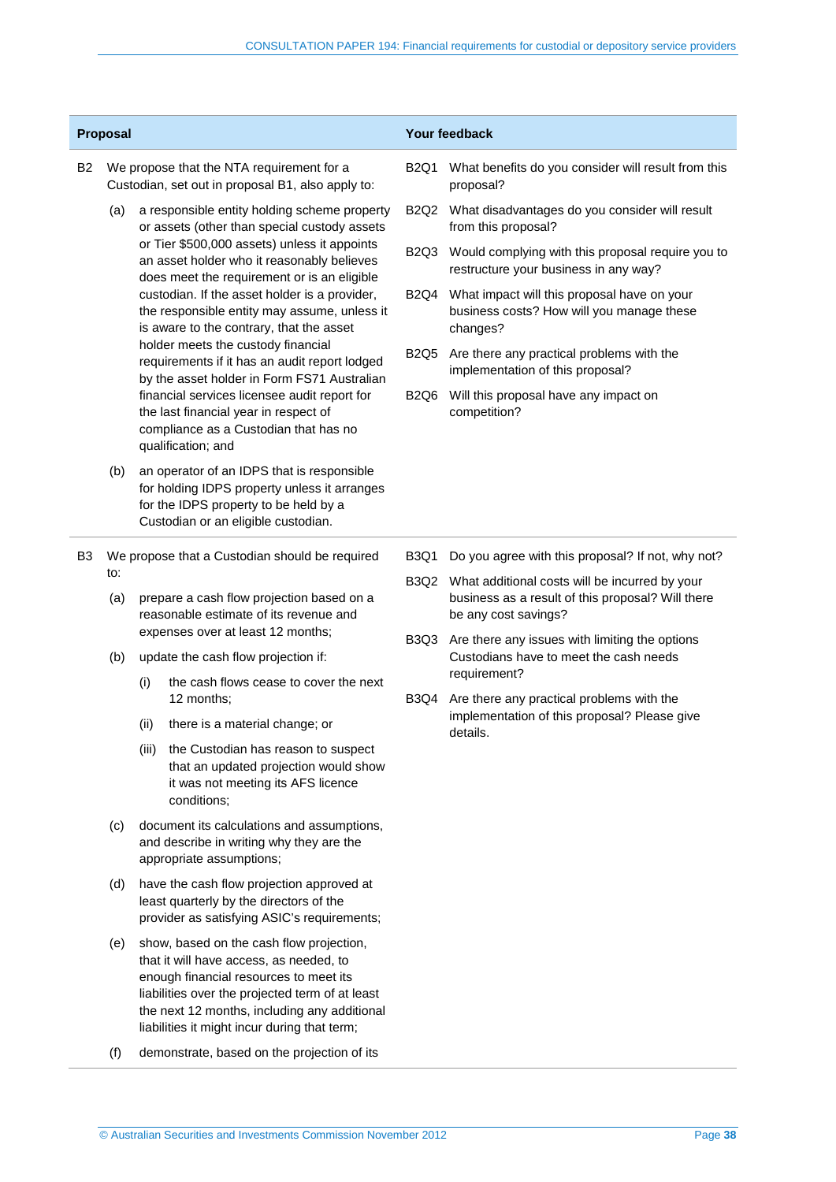| Proposal | Your feedback |
|---|---|
| B2 We propose that the NTA requirement for a Custodian, set out in proposal B1, also apply to:<br><br>(a) a responsible entity holding scheme property or assets (other than special custody assets or Tier $500,000 assets) unless it appoints an asset holder who it reasonably believes does meet the requirement or is an eligible custodian. If the asset holder is a provider, the responsible entity may assume, unless it is aware to the contrary, that the asset holder meets the custody financial requirements if it has an audit report lodged by the asset holder in Form FS71 Australian financial services licensee audit report for the last financial year in respect of compliance as a Custodian that has no qualification; and<br><br>(b) an operator of an IDPS that is responsible for holding IDPS property unless it arranges for the IDPS property to be held by a Custodian or an eligible custodian. | B2Q1 What benefits do you consider will result from this proposal?<br><br>B2Q2 What disadvantages do you consider will result from this proposal?<br><br>B2Q3 Would complying with this proposal require you to restructure your business in any way?<br><br>B2Q4 What impact will this proposal have on your business costs? How will you manage these changes?<br><br>B2Q5 Are there any practical problems with the implementation of this proposal?<br><br>B2Q6 Will this proposal have any impact on competition? |
| B3 We propose that a Custodian should be required to:<br><br>(a) prepare a cash flow projection based on a reasonable estimate of its revenue and expenses over at least 12 months;<br><br>(b) update the cash flow projection if:<br><br>(i) the cash flows cease to cover the next 12 months;<br><br>(ii) there is a material change; or<br><br>(iii) the Custodian has reason to suspect that an updated projection would show it was not meeting its AFS licence conditions;<br><br>(c) document its calculations and assumptions, and describe in writing why they are the appropriate assumptions;<br><br>(d) have the cash flow projection approved at least quarterly by the directors of the provider as satisfying ASIC's requirements;<br><br>(e) show, based on the cash flow projection, that it will have access, as needed, to enough financial resources to meet its liabilities over the projected term of at least the next 12 months, including any additional liabilities it might incur during that term;<br><br>(f) demonstrate, based on the projection of its | B3Q1 Do you agree with this proposal? If not, why not?<br><br>B3Q2 What additional costs will be incurred by your business as a result of this proposal? Will there be any cost savings?<br><br>B3Q3 Are there any issues with limiting the options Custodians have to meet the cash needs requirement?<br><br>B3Q4 Are there any practical problems with the implementation of this proposal? Please give details. |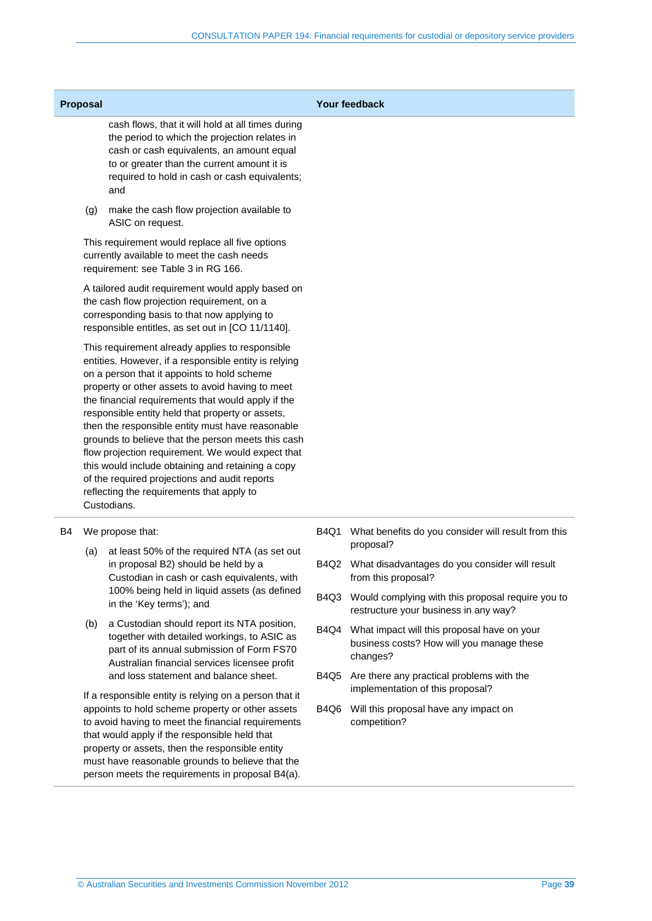| Proposal | | Your feedback |
|---|---|---|
| | cash flows, that it will hold at all times during the period to which the projection relates in cash or cash equivalents, an amount equal to or greater than the current amount it is required to hold in cash or cash equivalents; and<br><br>(g) make the cash flow projection available to ASIC on request.<br><br>This requirement would replace all five options currently available to meet the cash needs requirement: see Table 3 in RG 166.<br><br>A tailored audit requirement would apply based on the cash flow projection requirement, on a corresponding basis to that now applying to responsible entitles, as set out in [CO 11/1140].<br><br>This requirement already applies to responsible entities. However, if a responsible entity is relying on a person that it appoints to hold scheme property or other assets to avoid having to meet the financial requirements that would apply if the responsible entity held that property or assets, then the responsible entity must have reasonable grounds to believe that the person meets this cash flow projection requirement. We would expect that this would include obtaining and retaining a copy of the required projections and audit reports reflecting the requirements that apply to Custodians. | |
| B4 | We propose that:<br><br>(a) at least 50% of the required NTA (as set out in proposal B2) should be held by a Custodian in cash or cash equivalents, with 100% being held in liquid assets (as defined in the 'Key terms'); and<br><br>(b) a Custodian should report its NTA position, together with detailed workings, to ASIC as part of its annual submission of Form FS70 Australian financial services licensee profit and loss statement and balance sheet.<br><br>If a responsible entity is relying on a person that it appoints to hold scheme property or other assets to avoid having to meet the financial requirements that would apply if the responsible held that property or assets, then the responsible entity must have reasonable grounds to believe that the person meets the requirements in proposal B4(a). | B4Q1 What benefits do you consider will result from this proposal?<br><br>B4Q2 What disadvantages do you consider will result from this proposal?<br><br>B4Q3 Would complying with this proposal require you to restructure your business in any way?<br><br>B4Q4 What impact will this proposal have on your business costs? How will you manage these changes?<br><br>B4Q5 Are there any practical problems with the implementation of this proposal?<br><br>B4Q6 Will this proposal have any impact on competition? |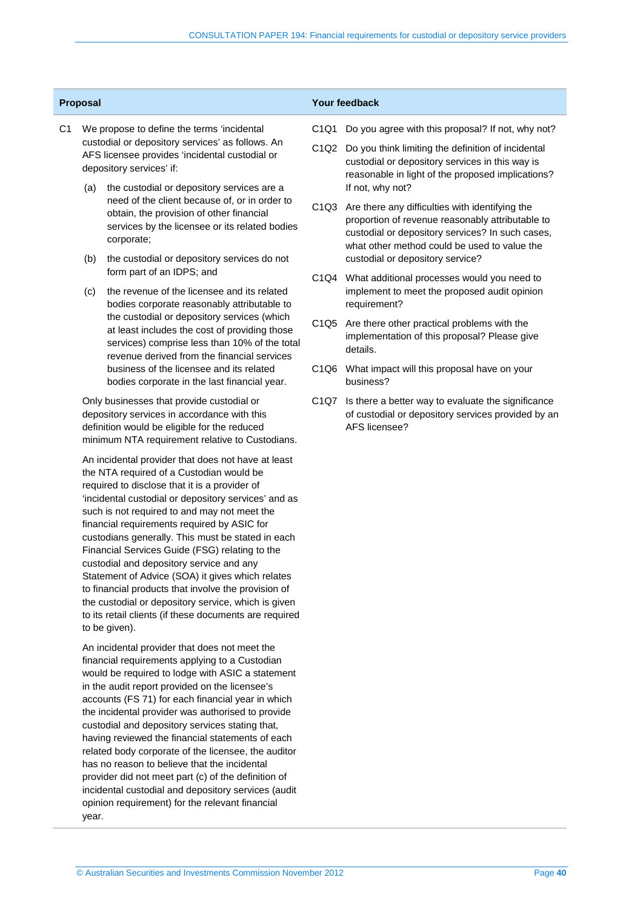| Proposal | Your feedback |
| --- | --- |
| C1 We propose to define the terms 'incidental custodial or depository services' as follows. An AFS licensee provides 'incidental custodial or depository services' if:<br><br>(a) the custodial or depository services are a need of the client because of, or in order to obtain, the provision of other financial services by the licensee or its related bodies corporate;<br><br>(b) the custodial or depository services do not form part of an IDPS; and<br><br>(c) the revenue of the licensee and its related bodies corporate reasonably attributable to the custodial or depository services (which at least includes the cost of providing those services) comprise less than 10% of the total revenue derived from the financial services business of the licensee and its related bodies corporate in the last financial year.<br><br>Only businesses that provide custodial or depository services in accordance with this definition would be eligible for the reduced minimum NTA requirement relative to Custodians.<br><br>An incidental provider that does not have at least the NTA required of a Custodian would be required to disclose that it is a provider of 'incidental custodial or depository services' and as such is not required to and may not meet the financial requirements required by ASIC for custodians generally. This must be stated in each Financial Services Guide (FSG) relating to the custodial and depository service and any Statement of Advice (SOA) it gives which relates to financial products that involve the provision of the custodial or depository service, which is given to its retail clients (if these documents are required to be given).<br><br>An incidental provider that does not meet the financial requirements applying to a Custodian would be required to lodge with ASIC a statement in the audit report provided on the licensee's accounts (FS 71) for each financial year in which the incidental provider was authorised to provide custodial and depository services stating that, having reviewed the financial statements of each related body corporate of the licensee, the auditor has no reason to believe that the incidental provider did not meet part (c) of the definition of incidental custodial and depository services (audit opinion requirement) for the relevant financial year. | C1Q1 Do you agree with this proposal? If not, why not?<br><br>C1Q2 Do you think limiting the definition of incidental custodial or depository services in this way is reasonable in light of the proposed implications? If not, why not?<br><br>C1Q3 Are there any difficulties with identifying the proportion of revenue reasonably attributable to custodial or depository services? In such cases, what other method could be used to value the custodial or depository service?<br><br>C1Q4 What additional processes would you need to implement to meet the proposed audit opinion requirement?<br><br>C1Q5 Are there other practical problems with the implementation of this proposal? Please give details.<br><br>C1Q6 What impact will this proposal have on your business?<br><br>C1Q7 Is there a better way to evaluate the significance of custodial or depository services provided by an AFS licensee? |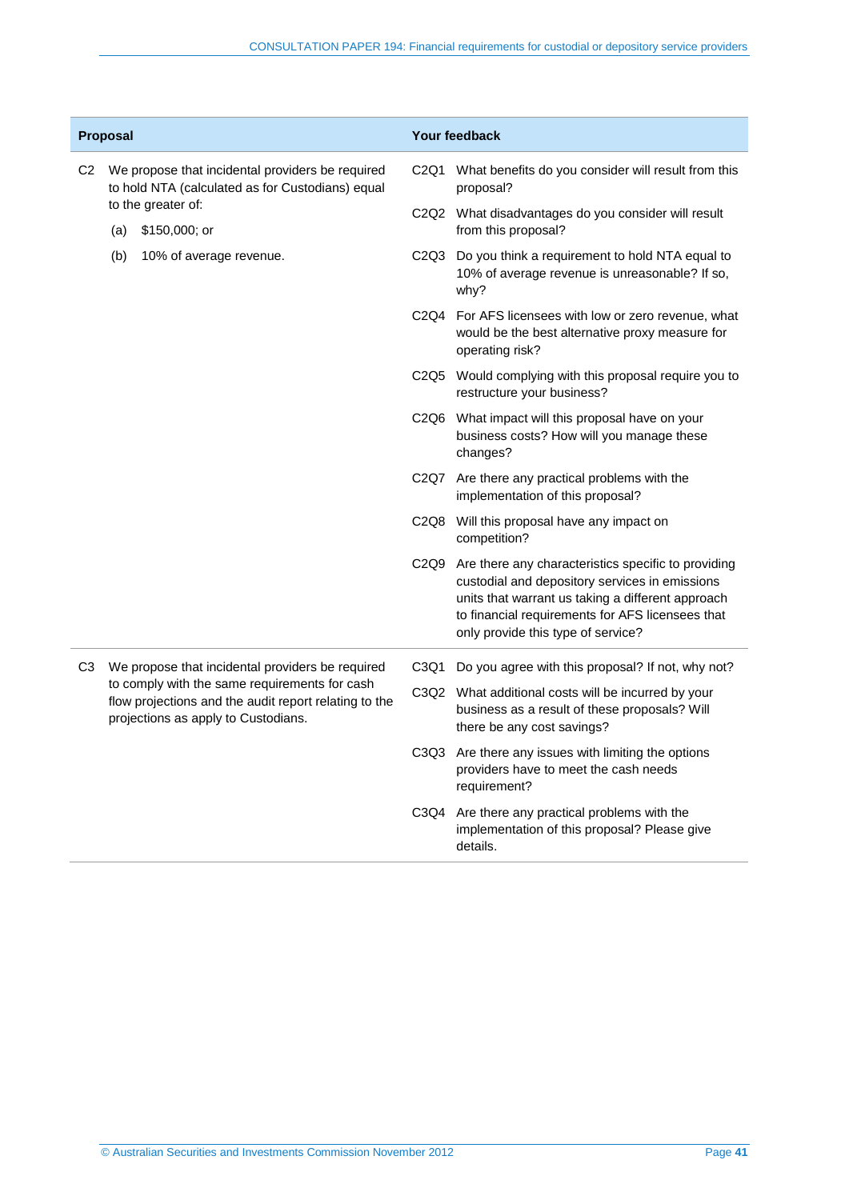| Proposal | Your feedback |
|---|---|
| C2 We propose that incidental providers be required to hold NTA (calculated as for Custodians) equal to the greater of:<br>(a) $150,000; or<br>(b) 10% of average revenue. | C2Q1 What benefits do you consider will result from this proposal?<br>C2Q2 What disadvantages do you consider will result from this proposal?<br>C2Q3 Do you think a requirement to hold NTA equal to 10% of average revenue is unreasonable? If so, why?<br>C2Q4 For AFS licensees with low or zero revenue, what would be the best alternative proxy measure for operating risk?<br>C2Q5 Would complying with this proposal require you to restructure your business?<br>C2Q6 What impact will this proposal have on your business costs? How will you manage these changes?<br>C2Q7 Are there any practical problems with the implementation of this proposal?<br>C2Q8 Will this proposal have any impact on competition?<br>C2Q9 Are there any characteristics specific to providing custodial and depository services in emissions units that warrant us taking a different approach to financial requirements for AFS licensees that only provide this type of service? |
| C3 We propose that incidental providers be required to comply with the same requirements for cash flow projections and the audit report relating to the projections as apply to Custodians. | C3Q1 Do you agree with this proposal? If not, why not?<br>C3Q2 What additional costs will be incurred by your business as a result of these proposals? Will there be any cost savings?<br>C3Q3 Are there any issues with limiting the options providers have to meet the cash needs requirement?<br>C3Q4 Are there any practical problems with the implementation of this proposal? Please give details. |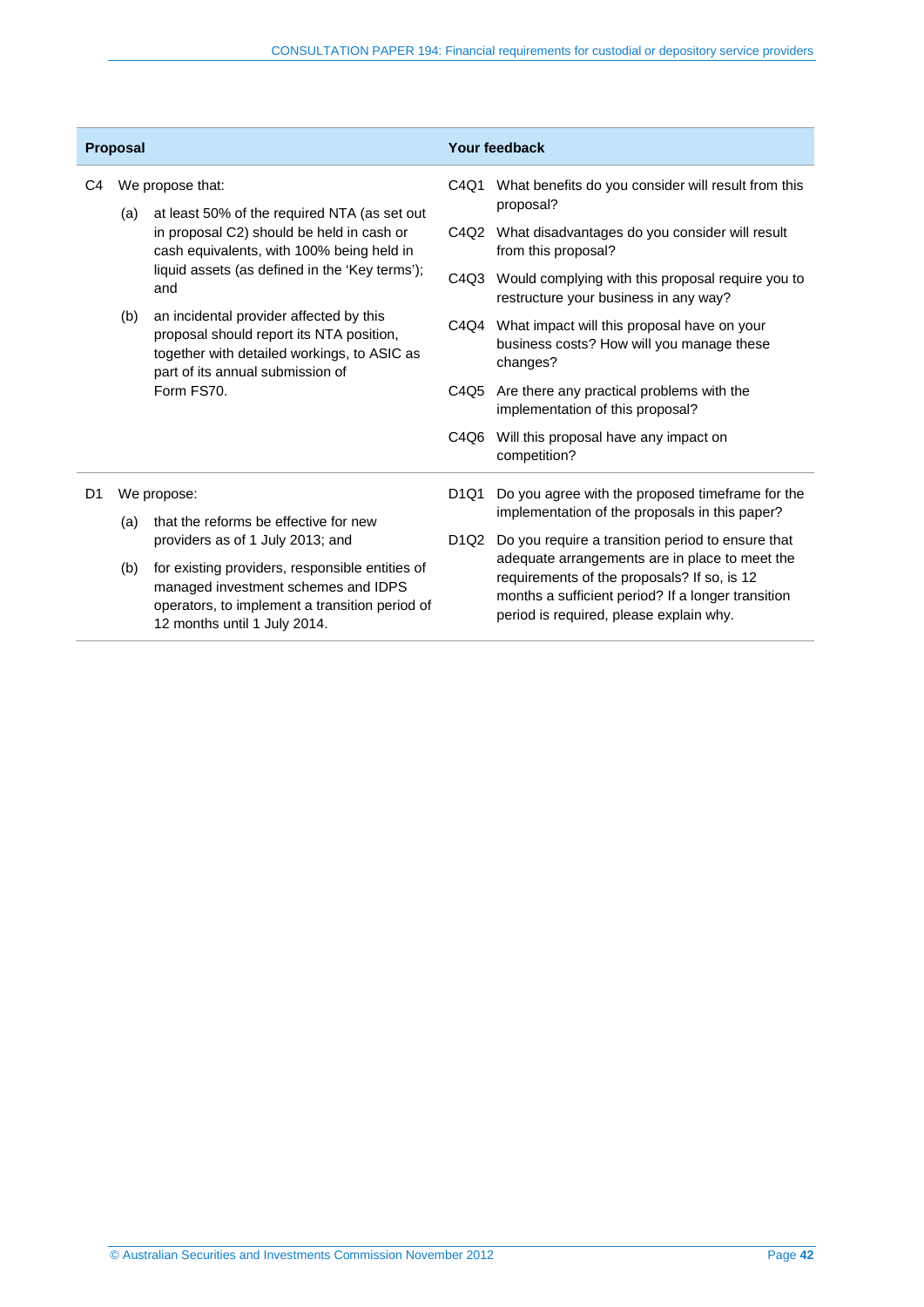| Proposal | Your feedback |
|---|---|
| C4 We propose that:<br>(a) at least 50% of the required NTA (as set out in proposal C2) should be held in cash or cash equivalents, with 100% being held in liquid assets (as defined in the 'Key terms'); and<br>(b) an incidental provider affected by this proposal should report its NTA position, together with detailed workings, to ASIC as part of its annual submission of Form FS70. | C4Q1 What benefits do you consider will result from this proposal?<br>C4Q2 What disadvantages do you consider will result from this proposal?<br>C4Q3 Would complying with this proposal require you to restructure your business in any way?<br>C4Q4 What impact will this proposal have on your business costs? How will you manage these changes?<br>C4Q5 Are there any practical problems with the implementation of this proposal?<br>C4Q6 Will this proposal have any impact on competition? |
| D1 We propose:<br>(a) that the reforms be effective for new providers as of 1 July 2013; and<br>(b) for existing providers, responsible entities of managed investment schemes and IDPS operators, to implement a transition period of 12 months until 1 July 2014. | D1Q1 Do you agree with the proposed timeframe for the implementation of the proposals in this paper?<br>D1Q2 Do you require a transition period to ensure that adequate arrangements are in place to meet the requirements of the proposals? If so, is 12 months a sufficient period? If a longer transition period is required, please explain why. |